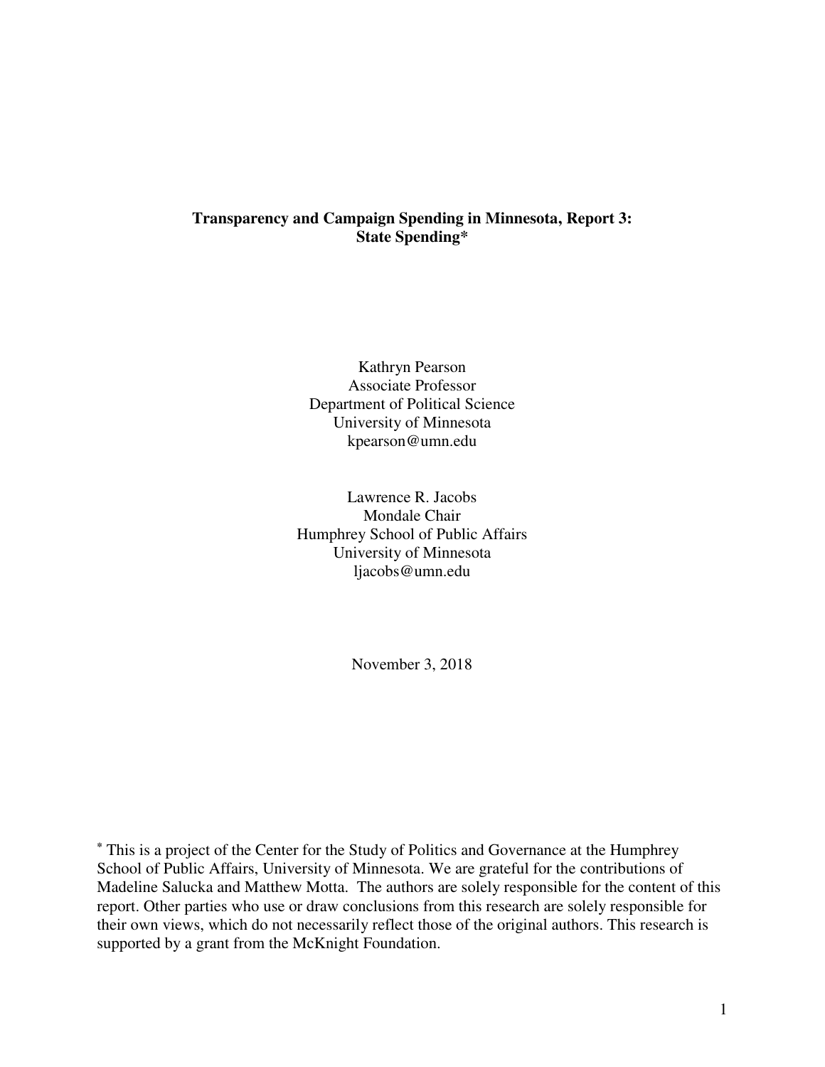# Transparency and Campaign Spending in Minnesota, Report 3: State Spending*

Kathryn Pearson
Associate Professor
Department of Political Science
University of Minnesota
kpearson@umn.edu

Lawrence R. Jacobs
Mondale Chair
Humphrey School of Public Affairs
University of Minnesota
ljacobs@umn.edu

November 3, 2018

* This is a project of the Center for the Study of Politics and Governance at the Humphrey School of Public Affairs, University of Minnesota. We are grateful for the contributions of Madeline Salucka and Matthew Motta. The authors are solely responsible for the content of this report. Other parties who use or draw conclusions from this research are solely responsible for their own views, which do not necessarily reflect those of the original authors. This research is supported by a grant from the McKnight Foundation.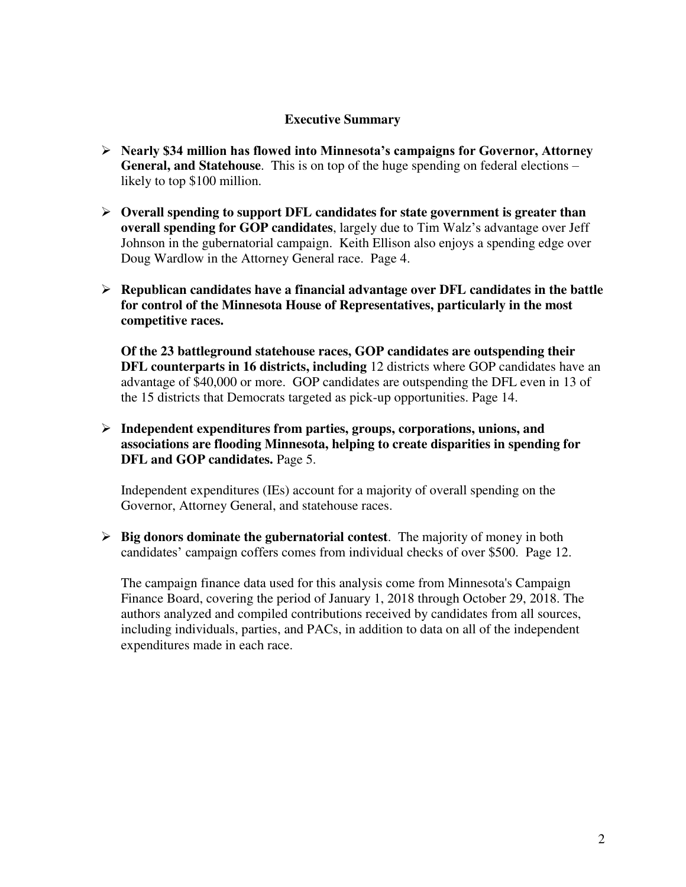## Executive Summary

- **Nearly $34 million has flowed into Minnesota's campaigns for Governor, Attorney General, and Statehouse**. This is on top of the huge spending on federal elections – likely to top $100 million.

- **Overall spending to support DFL candidates for state government is greater than overall spending for GOP candidates**, largely due to Tim Walz's advantage over Jeff Johnson in the gubernatorial campaign. Keith Ellison also enjoys a spending edge over Doug Wardlow in the Attorney General race. Page 4.

- **Republican candidates have a financial advantage over DFL candidates in the battle for control of the Minnesota House of Representatives, particularly in the most competitive races.**

  **Of the 23 battleground statehouse races, GOP candidates are outspending their DFL counterparts in 16 districts, including** 12 districts where GOP candidates have an advantage of $40,000 or more. GOP candidates are outspending the DFL even in 13 of the 15 districts that Democrats targeted as pick-up opportunities. Page 14.

- **Independent expenditures from parties, groups, corporations, unions, and associations are flooding Minnesota, helping to create disparities in spending for DFL and GOP candidates.** Page 5.

  Independent expenditures (IEs) account for a majority of overall spending on the Governor, Attorney General, and statehouse races.

- **Big donors dominate the gubernatorial contest**. The majority of money in both candidates' campaign coffers comes from individual checks of over $500. Page 12.

  The campaign finance data used for this analysis come from Minnesota's Campaign Finance Board, covering the period of January 1, 2018 through October 29, 2018. The authors analyzed and compiled contributions received by candidates from all sources, including individuals, parties, and PACs, in addition to data on all of the independent expenditures made in each race.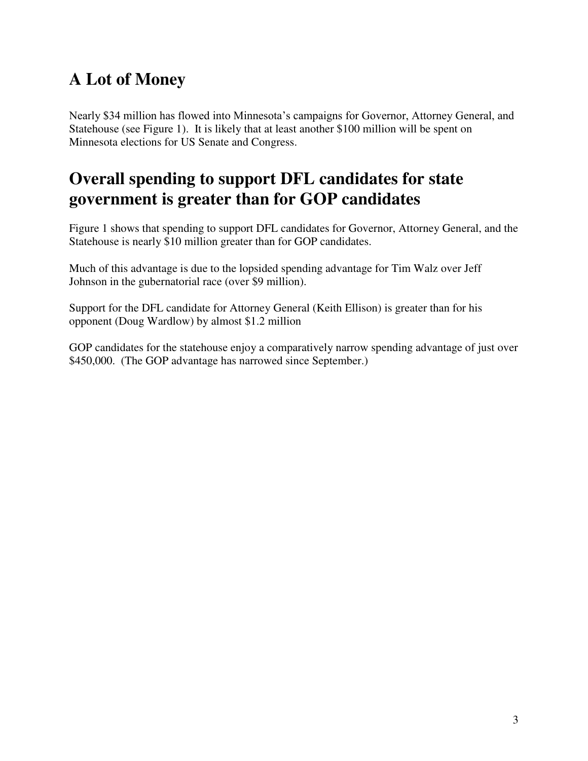# A Lot of Money

Nearly $34 million has flowed into Minnesota's campaigns for Governor, Attorney General, and Statehouse (see Figure 1). It is likely that at least another $100 million will be spent on Minnesota elections for US Senate and Congress.

# Overall spending to support DFL candidates for state government is greater than for GOP candidates

Figure 1 shows that spending to support DFL candidates for Governor, Attorney General, and the Statehouse is nearly $10 million greater than for GOP candidates.

Much of this advantage is due to the lopsided spending advantage for Tim Walz over Jeff Johnson in the gubernatorial race (over $9 million).

Support for the DFL candidate for Attorney General (Keith Ellison) is greater than for his opponent (Doug Wardlow) by almost $1.2 million

GOP candidates for the statehouse enjoy a comparatively narrow spending advantage of just over $450,000. (The GOP advantage has narrowed since September.)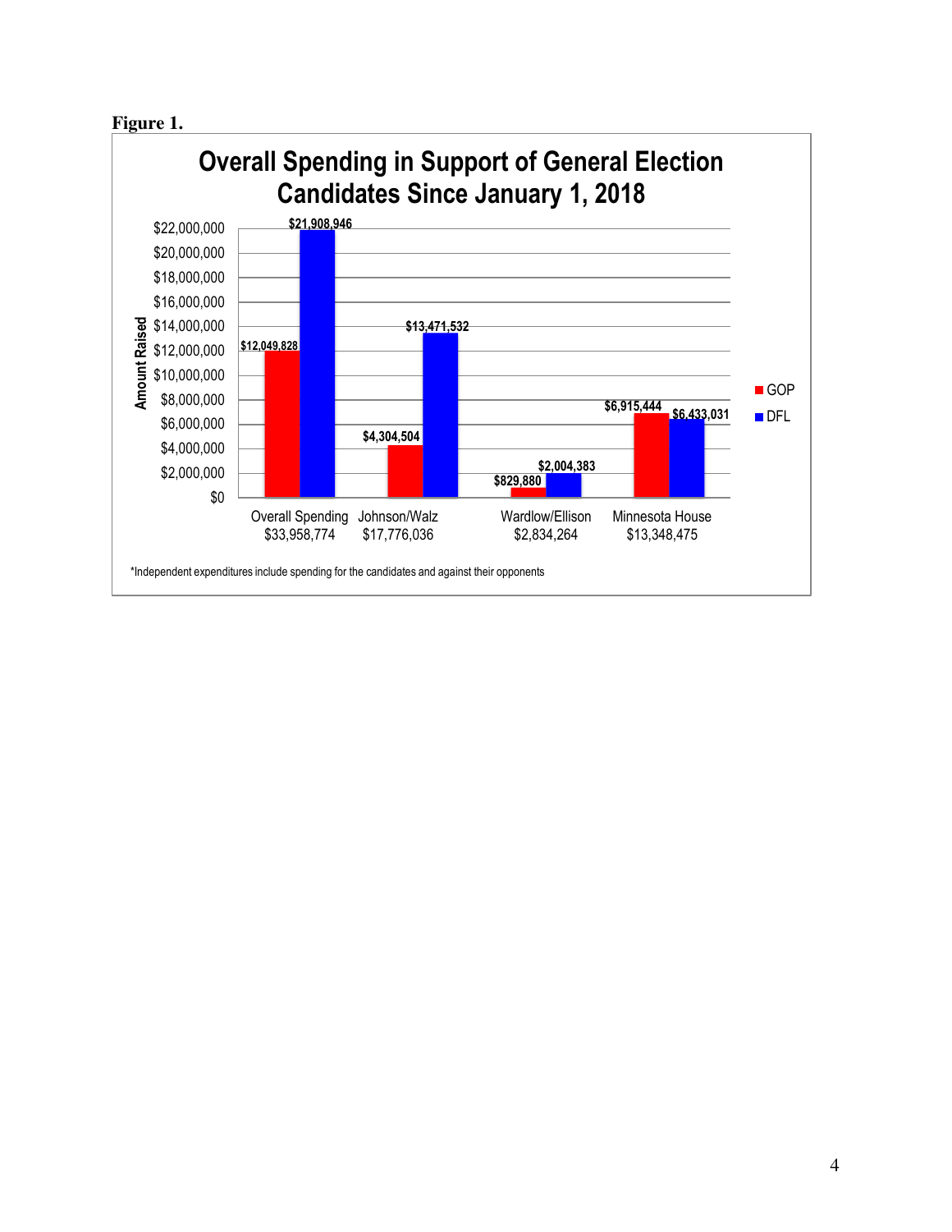**Figure 1.**

**Overall Spending in Support of General Election Candidates Since January 1, 2018**

| | GOP | DFL |
|---|---|---|
| Overall Spending $33,958,774 | $12,049,828 | $21,908,946 |
| Johnson/Walz $17,776,036 | $4,304,504 | $13,471,532 |
| Wardlow/Ellison $2,834,264 | $829,880 | $2,004,383 |
| Minnesota House $13,348,475 | $6,915,444 | $6,433,031 |

*Independent expenditures include spending for the candidates and against their opponents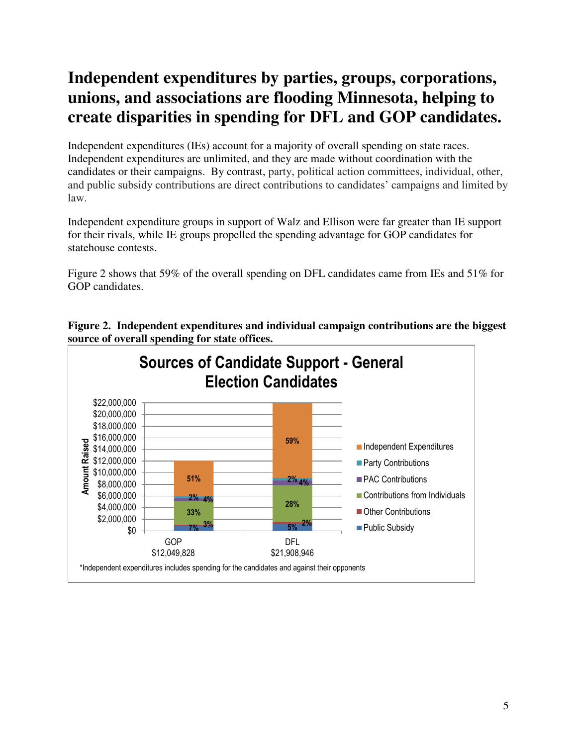# Independent expenditures by parties, groups, corporations, unions, and associations are flooding Minnesota, helping to create disparities in spending for DFL and GOP candidates.

Independent expenditures (IEs) account for a majority of overall spending on state races. Independent expenditures are unlimited, and they are made without coordination with the candidates or their campaigns. By contrast, party, political action committees, individual, other, and public subsidy contributions are direct contributions to candidates' campaigns and limited by law.

Independent expenditure groups in support of Walz and Ellison were far greater than IE support for their rivals, while IE groups propelled the spending advantage for GOP candidates for statehouse contests.

Figure 2 shows that 59% of the overall spending on DFL candidates came from IEs and 51% for GOP candidates.

**Figure 2. Independent expenditures and individual campaign contributions are the biggest source of overall spending for state offices.**

**Sources of Candidate Support - General Election Candidates**

| Source | GOP ($12,049,828) | DFL ($21,908,946) |
|---|---|---|
| Independent Expenditures | 51% | 59% |
| Party Contributions | 2% | 2% |
| PAC Contributions | 4% | 4% |
| Contributions from Individuals | 33% | 28% |
| Other Contributions | 3% | 2% |
| Public Subsidy | 7% | 5% |

*Independent expenditures includes spending for the candidates and against their opponents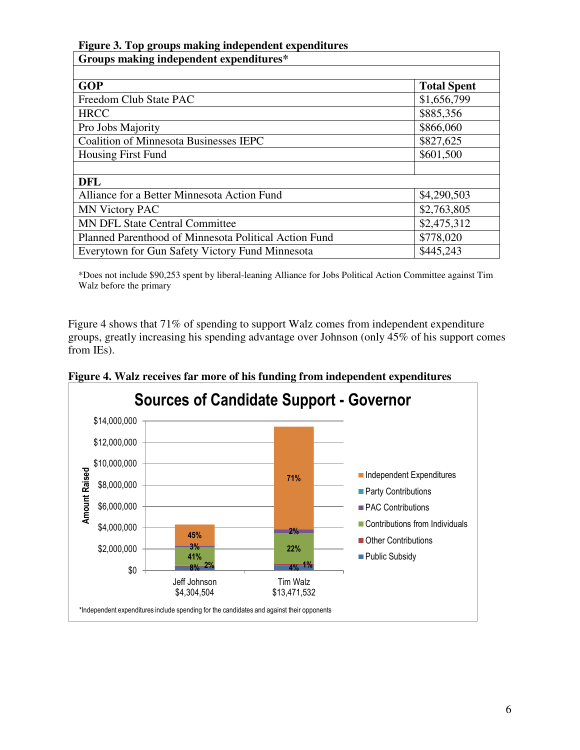**Figure 3. Top groups making independent expenditures**

| Groups making independent expenditures* | |
|---|---|
| | |
| **GOP** | **Total Spent** |
| Freedom Club State PAC | $1,656,799 |
| HRCC | $885,356 |
| Pro Jobs Majority | $866,060 |
| Coalition of Minnesota Businesses IEPC | $827,625 |
| Housing First Fund | $601,500 |
| | |
| **DFL** | |
| Alliance for a Better Minnesota Action Fund | $4,290,503 |
| MN Victory PAC | $2,763,805 |
| MN DFL State Central Committee | $2,475,312 |
| Planned Parenthood of Minnesota Political Action Fund | $778,020 |
| Everytown for Gun Safety Victory Fund Minnesota | $445,243 |

*Does not include $90,253 spent by liberal-leaning Alliance for Jobs Political Action Committee against Tim Walz before the primary

Figure 4 shows that 71% of spending to support Walz comes from independent expenditure groups, greatly increasing his spending advantage over Johnson (only 45% of his support comes from IEs).

**Figure 4. Walz receives far more of his funding from independent expenditures**

Sources of Candidate Support - Governor

| Source | Jeff Johnson ($4,304,504) | Tim Walz ($13,471,532) |
|---|---|---|
| Independent Expenditures | 45% | 71% |
| Party Contributions | 3% | |
| PAC Contributions | | 2% |
| Contributions from Individuals | 41% | 22% |
| Other Contributions | 2% | 1% |
| Public Subsidy | 8% | 4% |

*Independent expenditures include spending for the candidates and against their opponents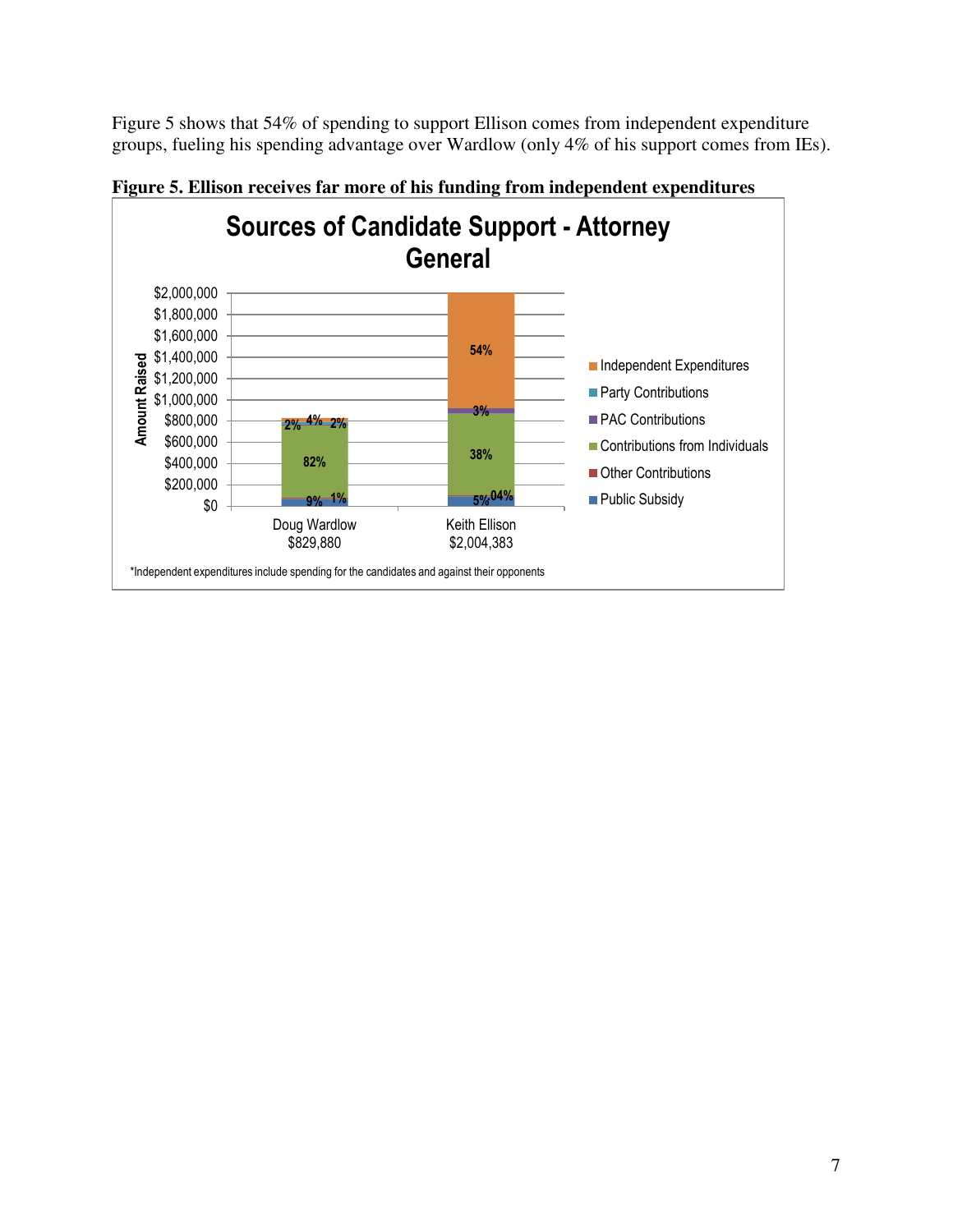Figure 5 shows that 54% of spending to support Ellison comes from independent expenditure groups, fueling his spending advantage over Wardlow (only 4% of his support comes from IEs).

**Figure 5. Ellison receives far more of his funding from independent expenditures**

**Sources of Candidate Support - Attorney General**

| | Doug Wardlow $829,880 | Keith Ellison $2,004,383 |
|---|---|---|
| Independent Expenditures | 4% | 54% |
| Party Contributions | 2% | 0% |
| PAC Contributions | 2% | 3% |
| Contributions from Individuals | 82% | 38% |
| Other Contributions | 1% | 4% |
| Public Subsidy | 9% | 5% |

*Independent expenditures include spending for the candidates and against their opponents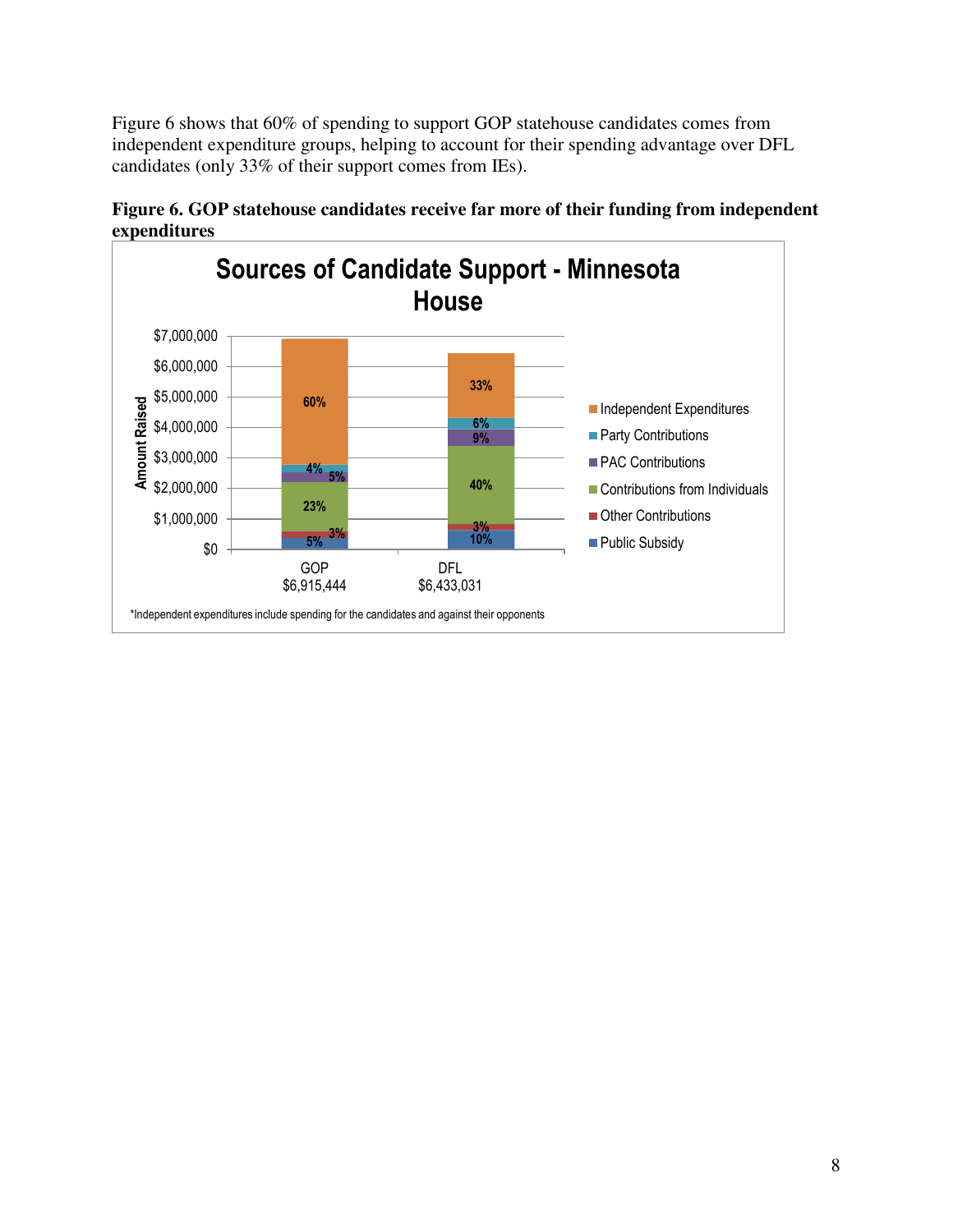Figure 6 shows that 60% of spending to support GOP statehouse candidates comes from independent expenditure groups, helping to account for their spending advantage over DFL candidates (only 33% of their support comes from IEs).

**Figure 6. GOP statehouse candidates receive far more of their funding from independent expenditures**

**Sources of Candidate Support - Minnesota House**

| Source | GOP $6,915,444 | DFL $6,433,031 |
| --- | --- | --- |
| Independent Expenditures | 60% | 33% |
| Party Contributions | 4% | 6% |
| PAC Contributions | 5% | 9% |
| Contributions from Individuals | 23% | 40% |
| Other Contributions | 3% | 3% |
| Public Subsidy | 5% | 10% |

*Independent expenditures include spending for the candidates and against their opponents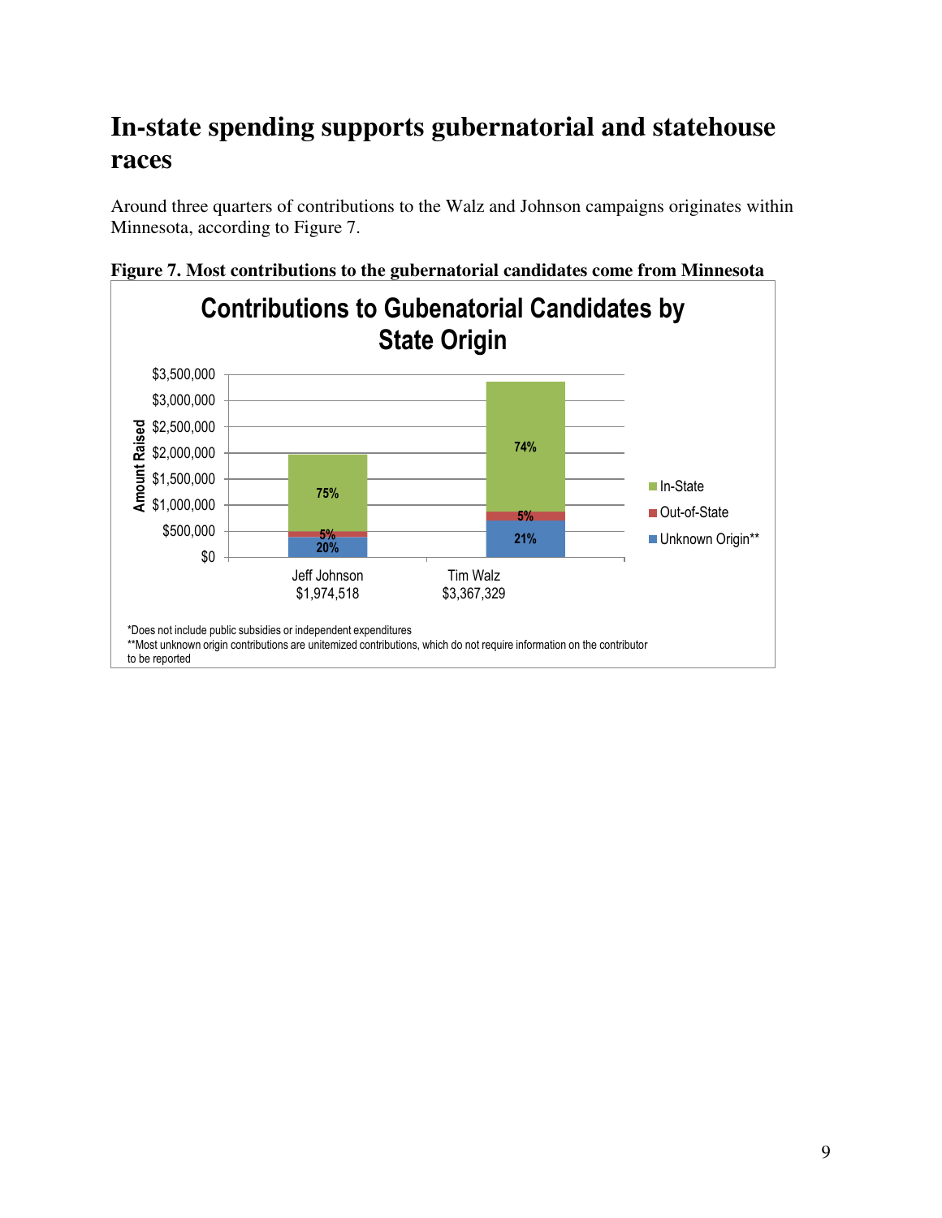## In-state spending supports gubernatorial and statehouse races

Around three quarters of contributions to the Walz and Johnson campaigns originates within Minnesota, according to Figure 7.

**Figure 7. Most contributions to the gubernatorial candidates come from Minnesota**

**Contributions to Gubenatorial Candidates by State Origin**

| Candidate | In-State | Out-of-State | Unknown Origin** |
|---|---|---|---|
| Jeff Johnson $1,974,518 | 75% | 5% | 20% |
| Tim Walz $3,367,329 | 74% | 5% | 21% |

*Does not include public subsidies or independent expenditures

**Most unknown origin contributions are unitemized contributions, which do not require information on the contributor to be reported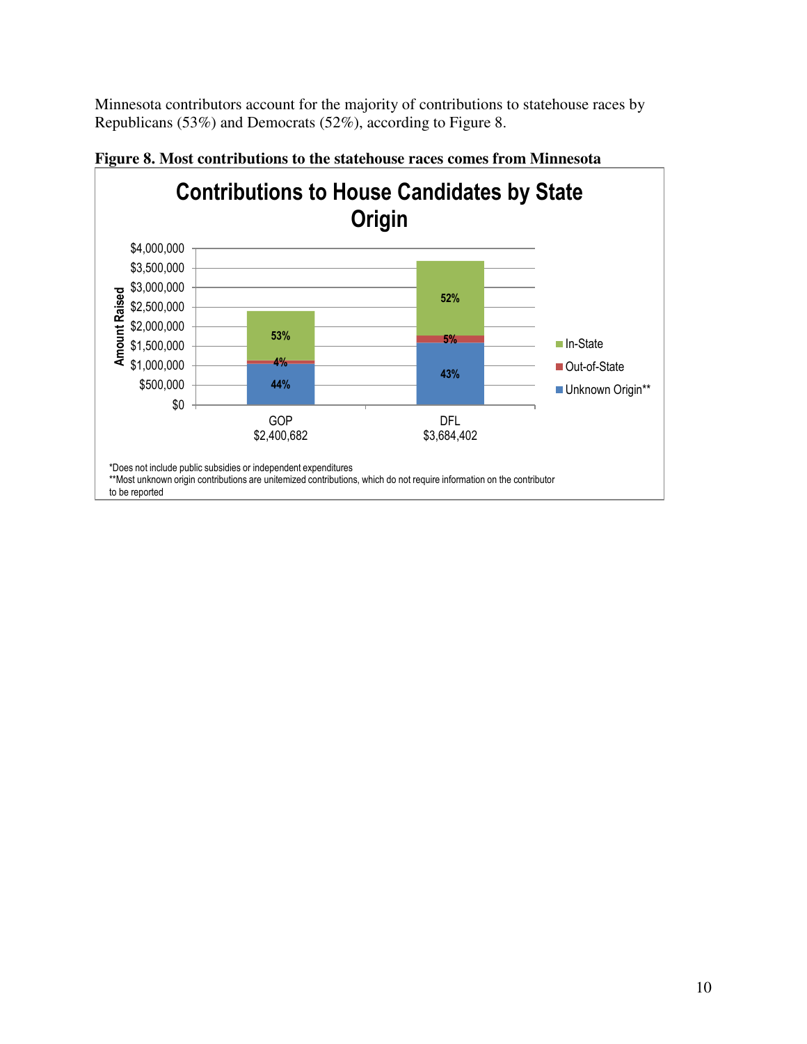Minnesota contributors account for the majority of contributions to statehouse races by Republicans (53%) and Democrats (52%), according to Figure 8.

**Figure 8. Most contributions to the statehouse races comes from Minnesota**

**Contributions to House Candidates by State Origin**

| | GOP $2,400,682 | DFL $3,684,402 |
|---|---|---|
| In-State | 53% | 52% |
| Out-of-State | 4% | 5% |
| Unknown Origin** | 44% | 43% |

*Does not include public subsidies or independent expenditures
**Most unknown origin contributions are unitemized contributions, which do not require information on the contributor to be reported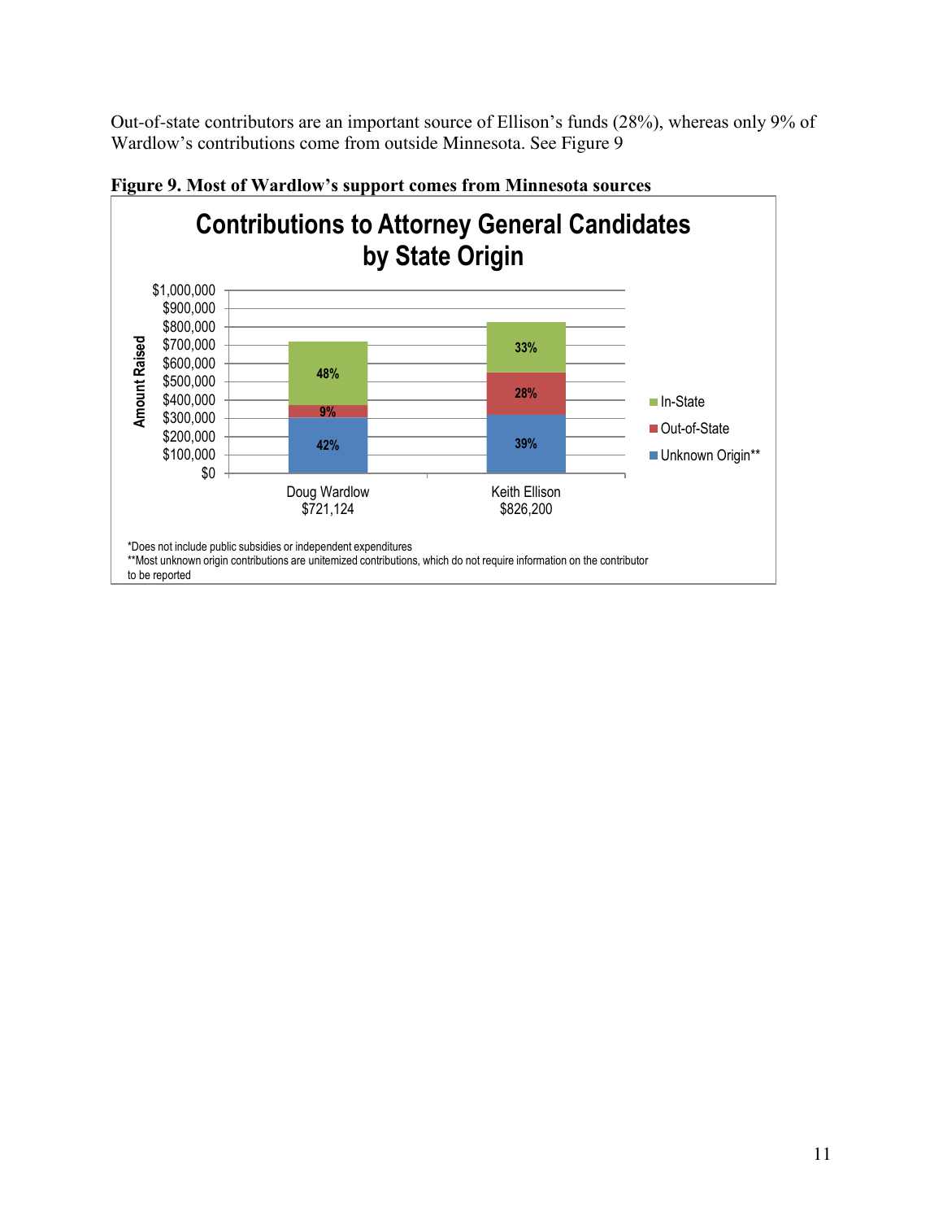Out-of-state contributors are an important source of Ellison's funds (28%), whereas only 9% of Wardlow's contributions come from outside Minnesota. See Figure 9

**Figure 9. Most of Wardlow's support comes from Minnesota sources**

**Contributions to Attorney General Candidates by State Origin**

| | Doug Wardlow $721,124 | Keith Ellison $826,200 |
|---|---|---|
| In-State | 48% | 33% |
| Out-of-State | 9% | 28% |
| Unknown Origin** | 42% | 39% |

*Does not include public subsidies or independent expenditures

**Most unknown origin contributions are unitemized contributions, which do not require information on the contributor to be reported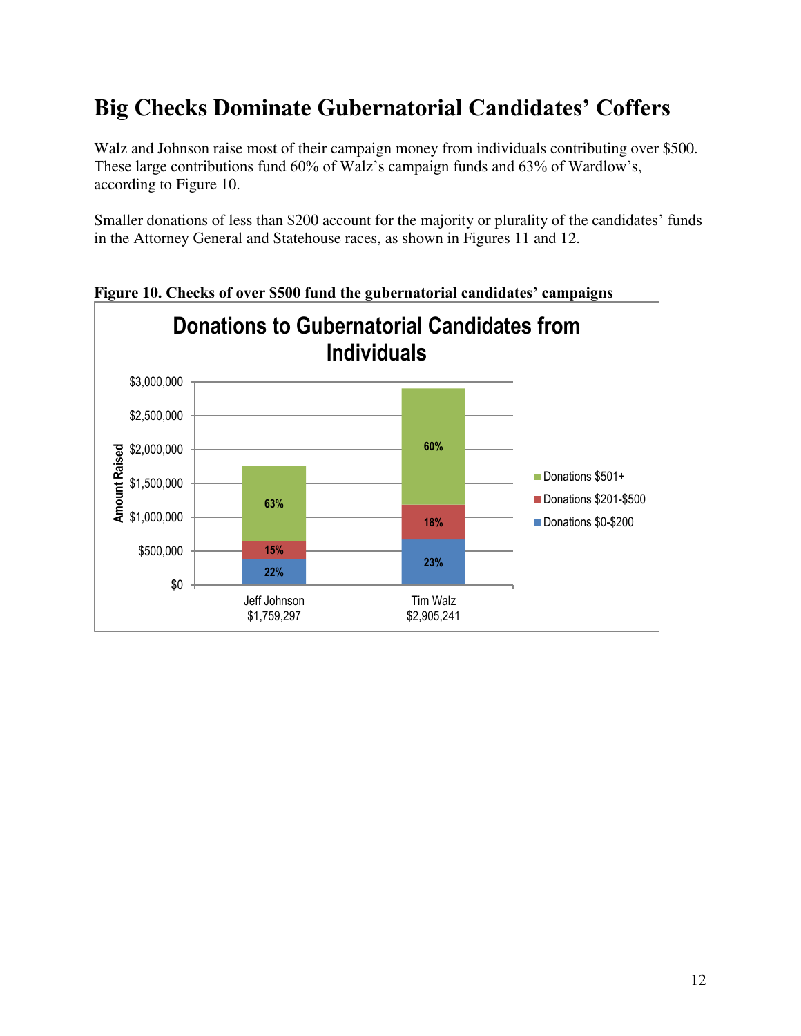# Big Checks Dominate Gubernatorial Candidates' Coffers

Walz and Johnson raise most of their campaign money from individuals contributing over $500. These large contributions fund 60% of Walz's campaign funds and 63% of Wardlow's, according to Figure 10.

Smaller donations of less than $200 account for the majority or plurality of the candidates' funds in the Attorney General and Statehouse races, as shown in Figures 11 and 12.

**Figure 10. Checks of over $500 fund the gubernatorial candidates' campaigns**

Donations to Gubernatorial Candidates from Individuals

| Candidate | Donations $0-$200 | Donations $201-$500 | Donations $501+ |
|---|---|---|---|
| Jeff Johnson $1,759,297 | 22% | 15% | 63% |
| Tim Walz $2,905,241 | 23% | 18% | 60% |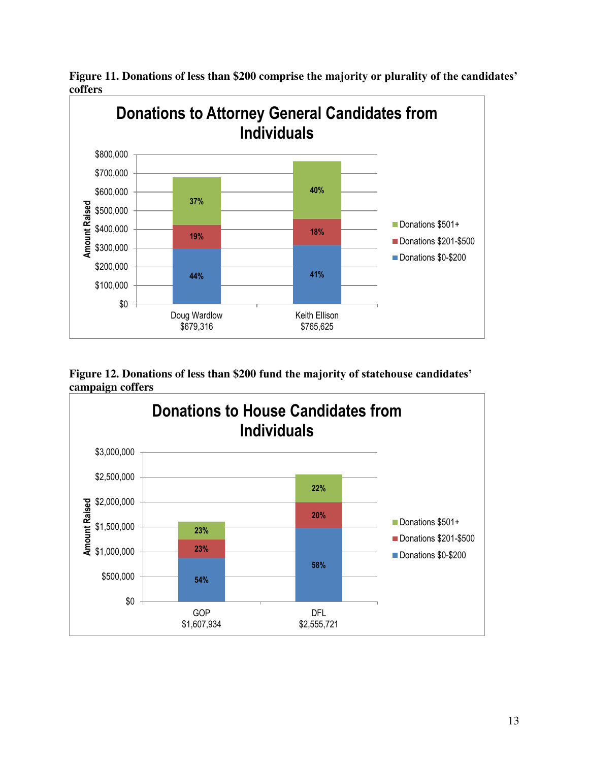**Figure 11. Donations of less than $200 comprise the majority or plurality of the candidates' coffers**

**Donations to Attorney General Candidates from Individuals**

| | Doug Wardlow $679,316 | Keith Ellison $765,625 |
|---|---|---|
| Donations $501+ | 37% | 40% |
| Donations $201-$500 | 19% | 18% |
| Donations $0-$200 | 44% | 41% |

**Figure 12. Donations of less than $200 fund the majority of statehouse candidates' campaign coffers**

**Donations to House Candidates from Individuals**

| | GOP $1,607,934 | DFL $2,555,721 |
|---|---|---|
| Donations $501+ | 23% | 22% |
| Donations $201-$500 | 23% | 20% |
| Donations $0-$200 | 54% | 58% |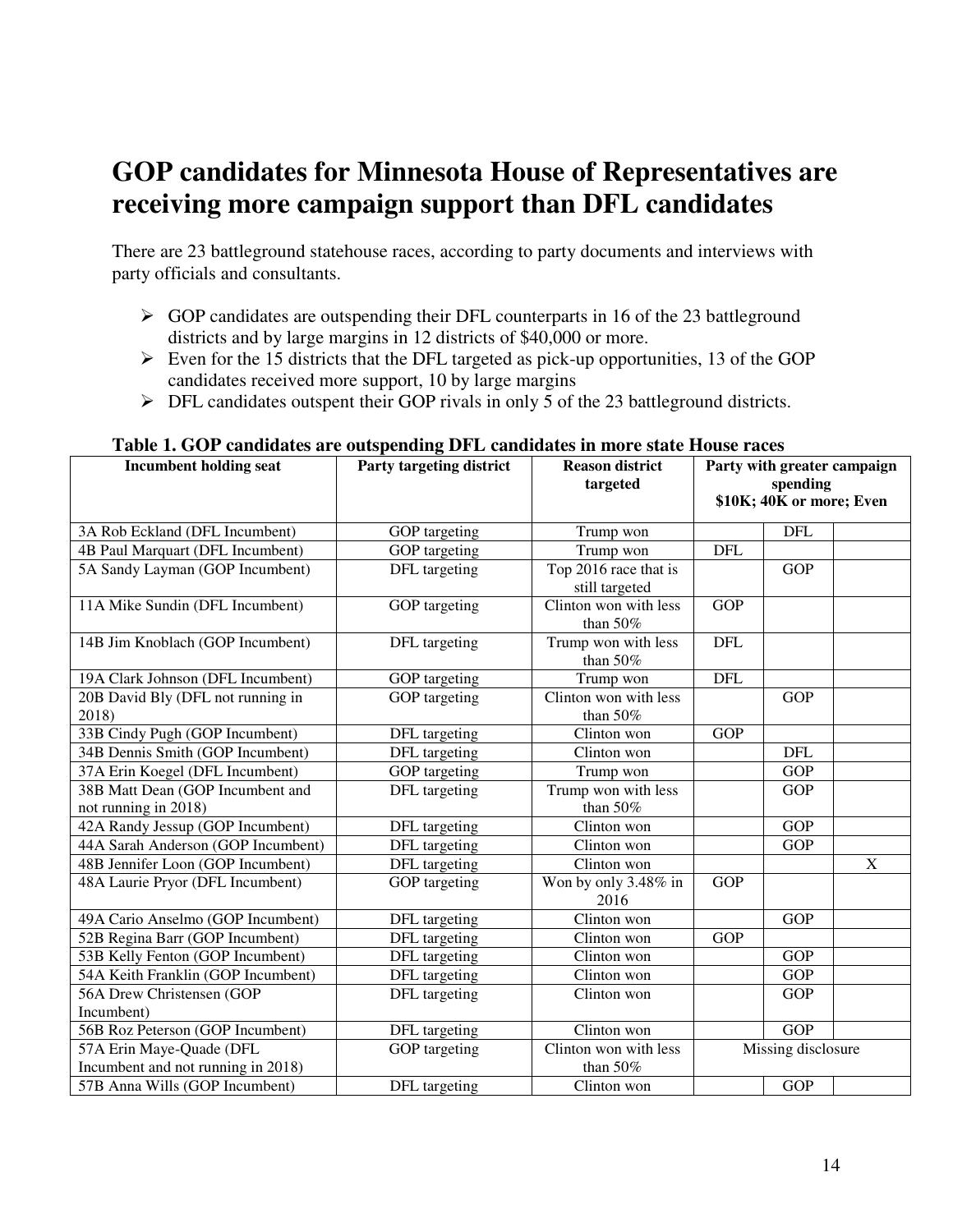# GOP candidates for Minnesota House of Representatives are receiving more campaign support than DFL candidates

There are 23 battleground statehouse races, according to party documents and interviews with party officials and consultants.

- GOP candidates are outspending their DFL counterparts in 16 of the 23 battleground districts and by large margins in 12 districts of $40,000 or more.
- Even for the 15 districts that the DFL targeted as pick-up opportunities, 13 of the GOP candidates received more support, 10 by large margins
- DFL candidates outspent their GOP rivals in only 5 of the 23 battleground districts.

**Table 1. GOP candidates are outspending DFL candidates in more state House races**

| Incumbent holding seat | Party targeting district | Reason district targeted | Party with greater campaign spending \$10K; 40K or more; Even | | |
|---|---|---|---|---|---|
| 3A Rob Eckland (DFL Incumbent) | GOP targeting | Trump won | | DFL | |
| 4B Paul Marquart (DFL Incumbent) | GOP targeting | Trump won | DFL | | |
| 5A Sandy Layman (GOP Incumbent) | DFL targeting | Top 2016 race that is still targeted | | GOP | |
| 11A Mike Sundin (DFL Incumbent) | GOP targeting | Clinton won with less than 50% | GOP | | |
| 14B Jim Knoblach (GOP Incumbent) | DFL targeting | Trump won with less than 50% | DFL | | |
| 19A Clark Johnson (DFL Incumbent) | GOP targeting | Trump won | DFL | | |
| 20B David Bly (DFL not running in 2018) | GOP targeting | Clinton won with less than 50% | | GOP | |
| 33B Cindy Pugh (GOP Incumbent) | DFL targeting | Clinton won | GOP | | |
| 34B Dennis Smith (GOP Incumbent) | DFL targeting | Clinton won | | DFL | |
| 37A Erin Koegel (DFL Incumbent) | GOP targeting | Trump won | | GOP | |
| 38B Matt Dean (GOP Incumbent and not running in 2018) | DFL targeting | Trump won with less than 50% | | GOP | |
| 42A Randy Jessup (GOP Incumbent) | DFL targeting | Clinton won | | GOP | |
| 44A Sarah Anderson (GOP Incumbent) | DFL targeting | Clinton won | | GOP | |
| 48B Jennifer Loon (GOP Incumbent) | DFL targeting | Clinton won | | | X |
| 48A Laurie Pryor (DFL Incumbent) | GOP targeting | Won by only 3.48% in 2016 | GOP | | |
| 49A Cario Anselmo (GOP Incumbent) | DFL targeting | Clinton won | | GOP | |
| 52B Regina Barr (GOP Incumbent) | DFL targeting | Clinton won | GOP | | |
| 53B Kelly Fenton (GOP Incumbent) | DFL targeting | Clinton won | | GOP | |
| 54A Keith Franklin (GOP Incumbent) | DFL targeting | Clinton won | | GOP | |
| 56A Drew Christensen (GOP Incumbent) | DFL targeting | Clinton won | | GOP | |
| 56B Roz Peterson (GOP Incumbent) | DFL targeting | Clinton won | | GOP | |
| 57A Erin Maye-Quade (DFL Incumbent and not running in 2018) | GOP targeting | Clinton won with less than 50% | Missing disclosure | | |
| 57B Anna Wills (GOP Incumbent) | DFL targeting | Clinton won | | GOP | |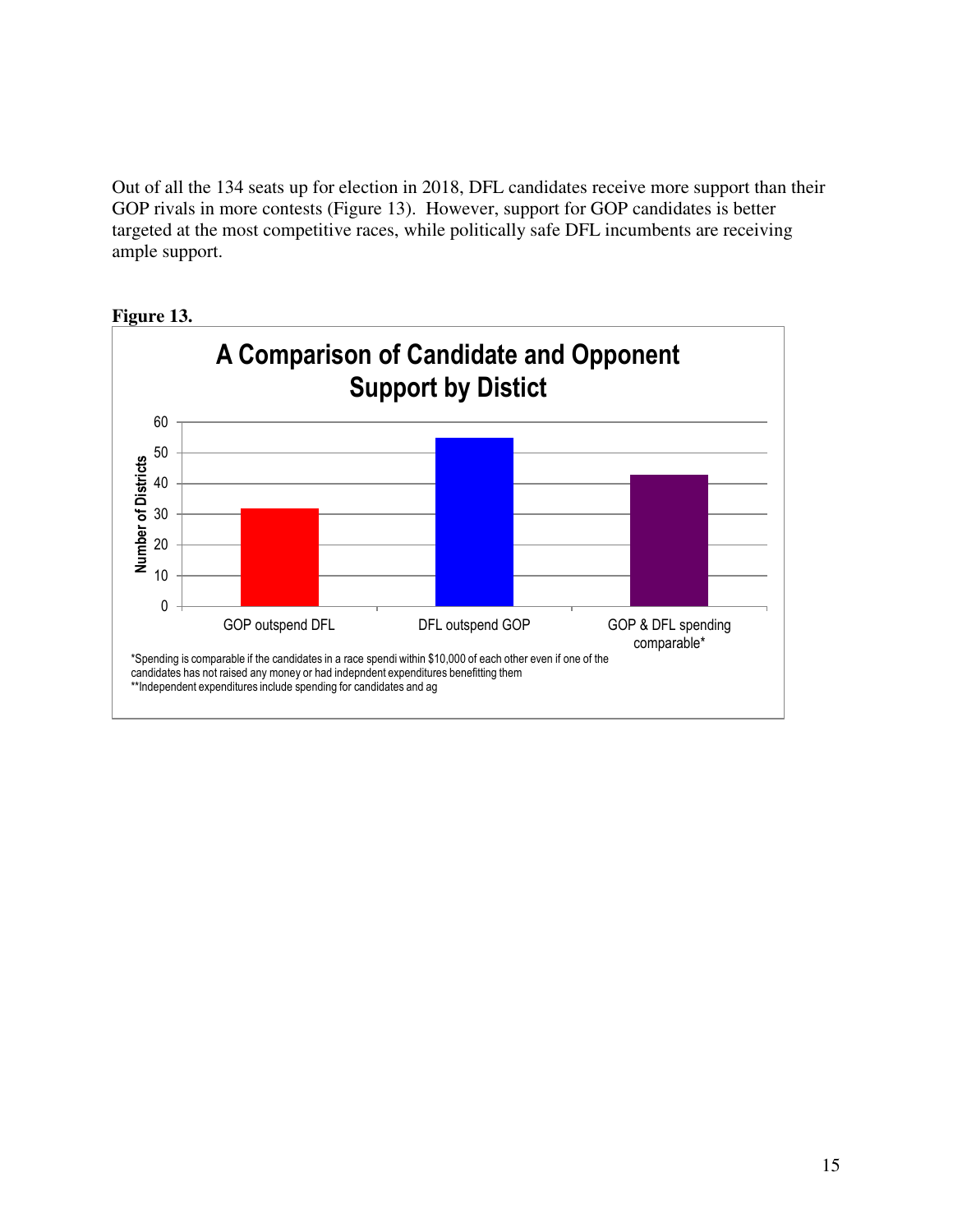Out of all the 134 seats up for election in 2018, DFL candidates receive more support than their GOP rivals in more contests (Figure 13). However, support for GOP candidates is better targeted at the most competitive races, while politically safe DFL incumbents are receiving ample support.

**Figure 13.**

**A Comparison of Candidate and Opponent Support by Distict**

*Spending is comparable if the candidates in a race spendi within $10,000 of each other even if one of the candidates has not raised any money or had indepndent expenditures benefitting them
**Independent expenditures include spending for candidates and ag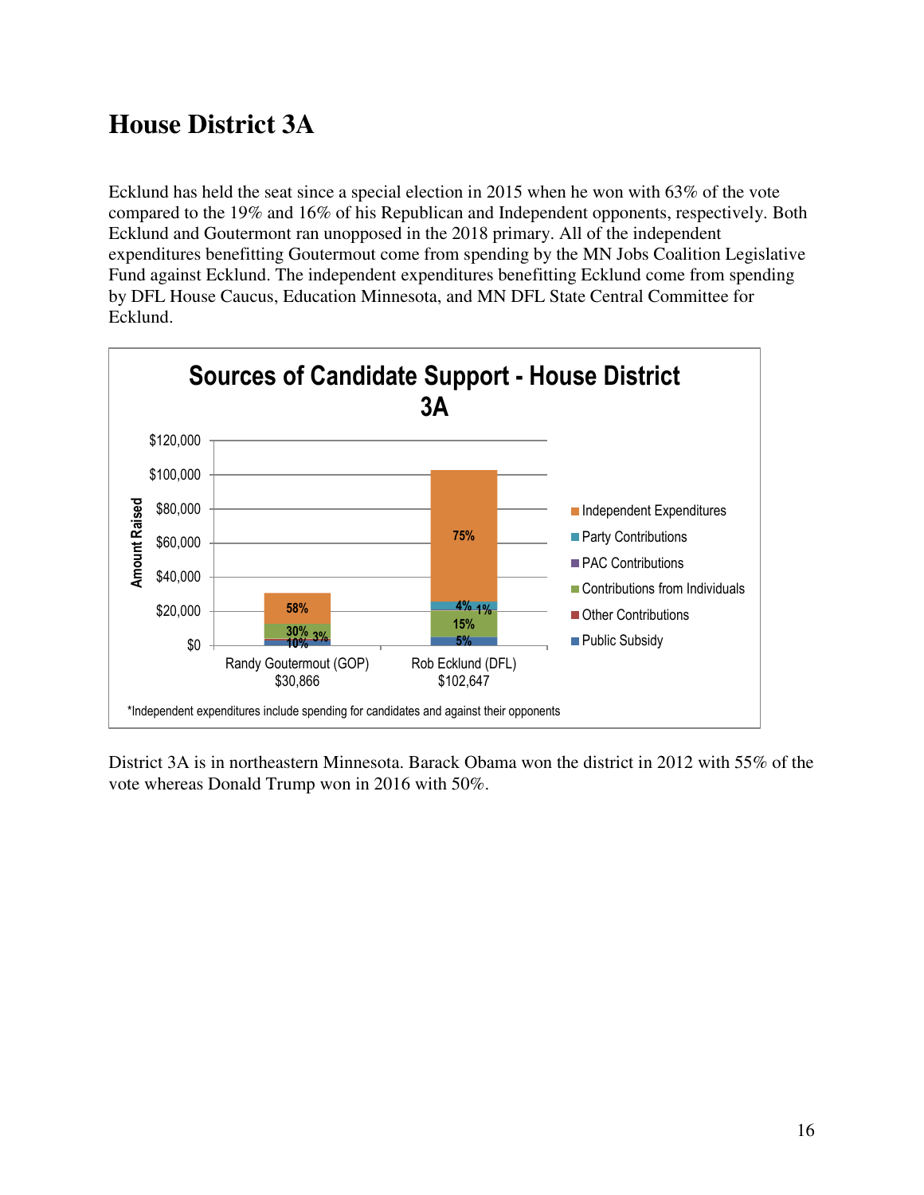# House District 3A

Ecklund has held the seat since a special election in 2015 when he won with 63% of the vote compared to the 19% and 16% of his Republican and Independent opponents, respectively. Both Ecklund and Goutermont ran unopposed in the 2018 primary. All of the independent expenditures benefitting Goutermout come from spending by the MN Jobs Coalition Legislative Fund against Ecklund. The independent expenditures benefitting Ecklund come from spending by DFL House Caucus, Education Minnesota, and MN DFL State Central Committee for Ecklund.

**Sources of Candidate Support - House District 3A**

| Source | Randy Goutermout (GOP) $30,866 | Rob Ecklund (DFL) $102,647 |
|---|---|---|
| Independent Expenditures | 58% | 75% |
| Party Contributions | | 4% |
| PAC Contributions | | 1% |
| Contributions from Individuals | 30% | 15% |
| Other Contributions | 3% | |
| Public Subsidy | 10% | 5% |

*Independent expenditures include spending for candidates and against their opponents

District 3A is in northeastern Minnesota. Barack Obama won the district in 2012 with 55% of the vote whereas Donald Trump won in 2016 with 50%.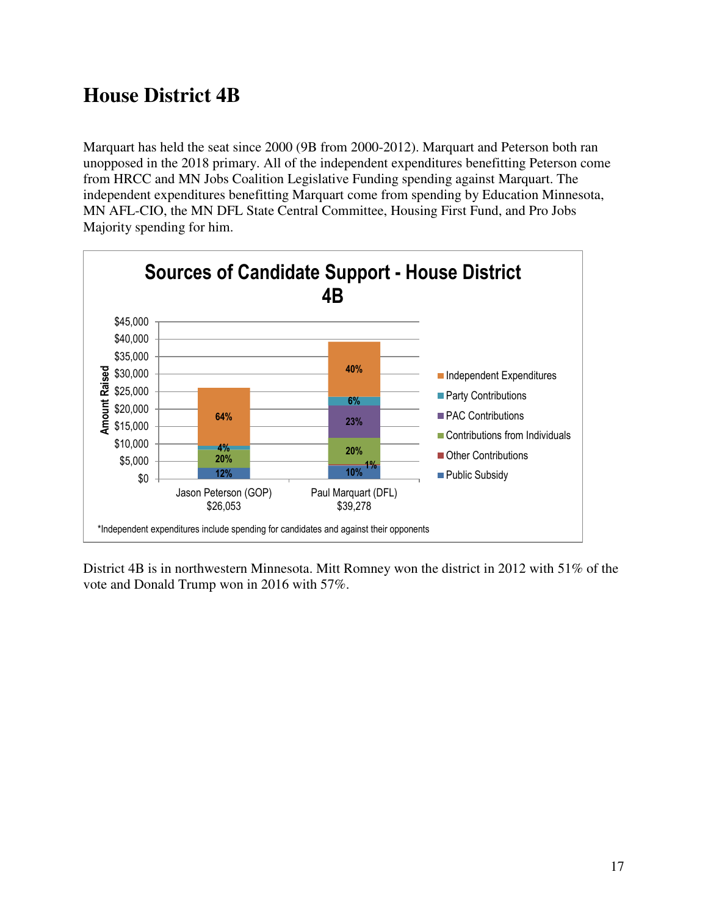# House District 4B

Marquart has held the seat since 2000 (9B from 2000-2012). Marquart and Peterson both ran unopposed in the 2018 primary. All of the independent expenditures benefitting Peterson come from HRCC and MN Jobs Coalition Legislative Funding spending against Marquart. The independent expenditures benefitting Marquart come from spending by Education Minnesota, MN AFL-CIO, the MN DFL State Central Committee, Housing First Fund, and Pro Jobs Majority spending for him.

**Sources of Candidate Support - House District 4B**

| Source | Jason Peterson (GOP) $26,053 | Paul Marquart (DFL) $39,278 |
|---|---|---|
| Independent Expenditures | 64% | 40% |
| Party Contributions | 4% | 6% |
| PAC Contributions | | 23% |
| Contributions from Individuals | 20% | 20% |
| Other Contributions | | 1% |
| Public Subsidy | 12% | 10% |

*Independent expenditures include spending for candidates and against their opponents

District 4B is in northwestern Minnesota. Mitt Romney won the district in 2012 with 51% of the vote and Donald Trump won in 2016 with 57%.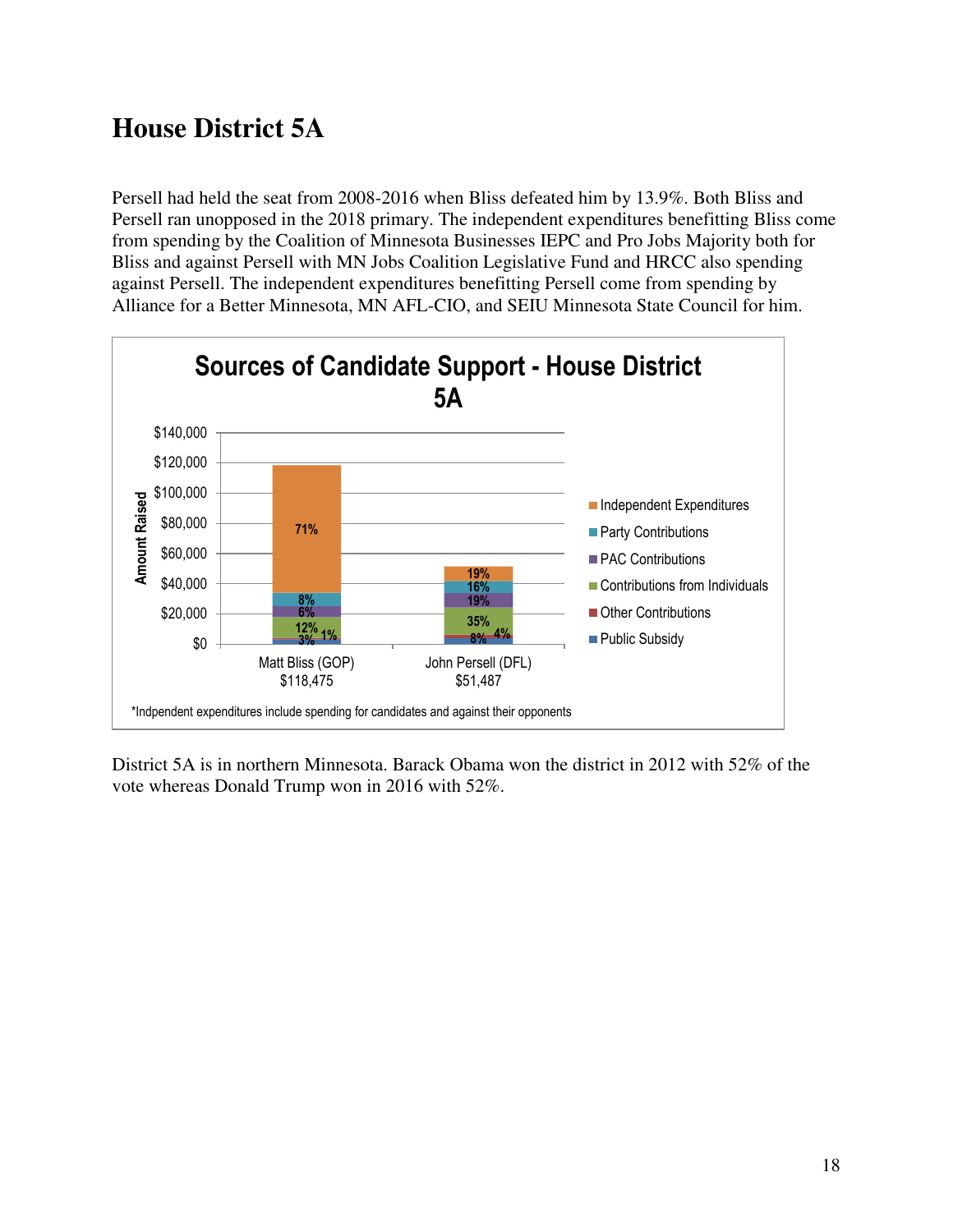# House District 5A

Persell had held the seat from 2008-2016 when Bliss defeated him by 13.9%. Both Bliss and Persell ran unopposed in the 2018 primary. The independent expenditures benefitting Bliss come from spending by the Coalition of Minnesota Businesses IEPC and Pro Jobs Majority both for Bliss and against Persell with MN Jobs Coalition Legislative Fund and HRCC also spending against Persell. The independent expenditures benefitting Persell come from spending by Alliance for a Better Minnesota, MN AFL-CIO, and SEIU Minnesota State Council for him.

**Sources of Candidate Support - House District 5A**

| | Matt Bliss (GOP) $118,475 | John Persell (DFL) $51,487 |
|---|---|---|
| Independent Expenditures | 71% | 19% |
| Party Contributions | 8% | 16% |
| PAC Contributions | 6% | 19% |
| Contributions from Individuals | 12% | 35% |
| Other Contributions | 1% | 4% |
| Public Subsidy | 3% | 8% |

*Indpendent expenditures include spending for candidates and against their opponents

District 5A is in northern Minnesota. Barack Obama won the district in 2012 with 52% of the vote whereas Donald Trump won in 2016 with 52%.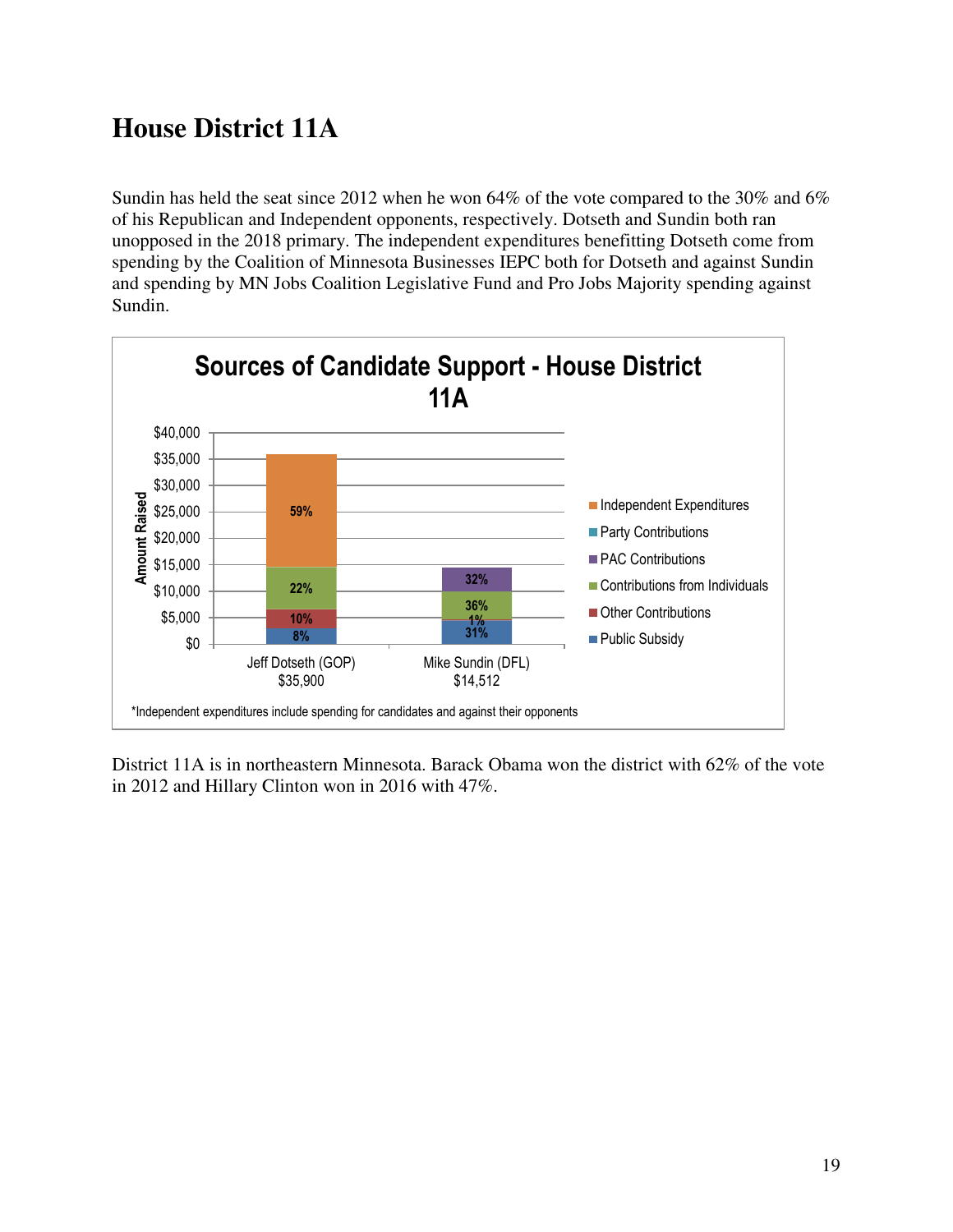# House District 11A

Sundin has held the seat since 2012 when he won 64% of the vote compared to the 30% and 6% of his Republican and Independent opponents, respectively. Dotseth and Sundin both ran unopposed in the 2018 primary. The independent expenditures benefitting Dotseth come from spending by the Coalition of Minnesota Businesses IEPC both for Dotseth and against Sundin and spending by MN Jobs Coalition Legislative Fund and Pro Jobs Majority spending against Sundin.

**Sources of Candidate Support - House District 11A**

| Source | Jeff Dotseth (GOP) $35,900 | Mike Sundin (DFL) $14,512 |
|---|---|---|
| Independent Expenditures | 59% | |
| Party Contributions | | |
| PAC Contributions | | 32% |
| Contributions from Individuals | 22% | 36% |
| Other Contributions | 10% | 1% |
| Public Subsidy | 8% | 31% |

*Independent expenditures include spending for candidates and against their opponents

District 11A is in northeastern Minnesota. Barack Obama won the district with 62% of the vote in 2012 and Hillary Clinton won in 2016 with 47%.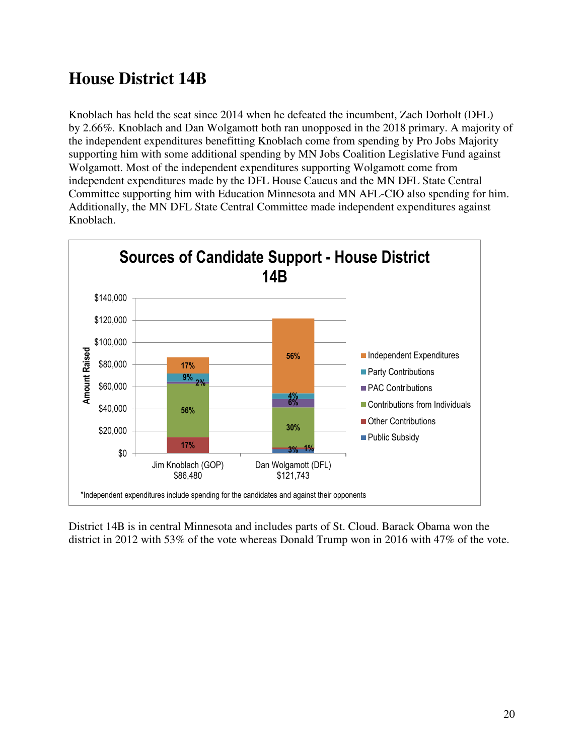## House District 14B

Knoblach has held the seat since 2014 when he defeated the incumbent, Zach Dorholt (DFL) by 2.66%. Knoblach and Dan Wolgamott both ran unopposed in the 2018 primary. A majority of the independent expenditures benefitting Knoblach come from spending by Pro Jobs Majority supporting him with some additional spending by MN Jobs Coalition Legislative Fund against Wolgamott. Most of the independent expenditures supporting Wolgamott come from independent expenditures made by the DFL House Caucus and the MN DFL State Central Committee supporting him with Education Minnesota and MN AFL-CIO also spending for him. Additionally, the MN DFL State Central Committee made independent expenditures against Knoblach.

**Sources of Candidate Support - House District 14B**

| Source | Jim Knoblach (GOP) $86,480 | Dan Wolgamott (DFL) $121,743 |
|---|---|---|
| Independent Expenditures | 17% | 56% |
| Party Contributions | 9% | 4% |
| PAC Contributions | 2% | 6% |
| Contributions from Individuals | 56% | 30% |
| Other Contributions | 17% | 1% |
| Public Subsidy | | 3% |

*Independent expenditures include spending for the candidates and against their opponents

District 14B is in central Minnesota and includes parts of St. Cloud. Barack Obama won the district in 2012 with 53% of the vote whereas Donald Trump won in 2016 with 47% of the vote.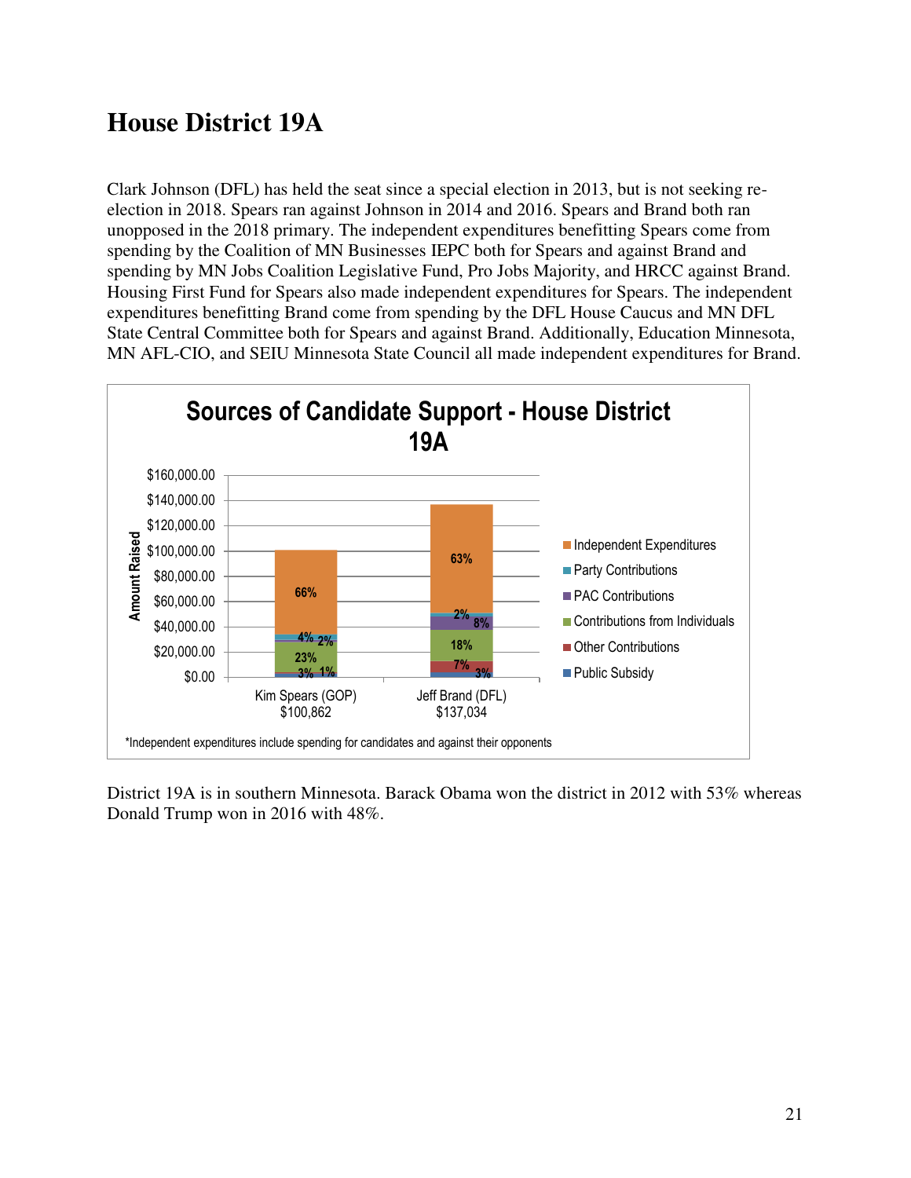# House District 19A

Clark Johnson (DFL) has held the seat since a special election in 2013, but is not seeking re-election in 2018. Spears ran against Johnson in 2014 and 2016. Spears and Brand both ran unopposed in the 2018 primary. The independent expenditures benefitting Spears come from spending by the Coalition of MN Businesses IEPC both for Spears and against Brand and spending by MN Jobs Coalition Legislative Fund, Pro Jobs Majority, and HRCC against Brand. Housing First Fund for Spears also made independent expenditures for Spears. The independent expenditures benefitting Brand come from spending by the DFL House Caucus and MN DFL State Central Committee both for Spears and against Brand. Additionally, Education Minnesota, MN AFL-CIO, and SEIU Minnesota State Council all made independent expenditures for Brand.

**Sources of Candidate Support - House District 19A**

| Source | Kim Spears (GOP) $100,862 | Jeff Brand (DFL) $137,034 |
|---|---|---|
| Independent Expenditures | 66% | 63% |
| Party Contributions | 4% | 2% |
| PAC Contributions | 2% | 8% |
| Contributions from Individuals | 23% | 18% |
| Other Contributions | 1% | 7% |
| Public Subsidy | 3% | 3% |

*Independent expenditures include spending for candidates and against their opponents

District 19A is in southern Minnesota. Barack Obama won the district in 2012 with 53% whereas Donald Trump won in 2016 with 48%.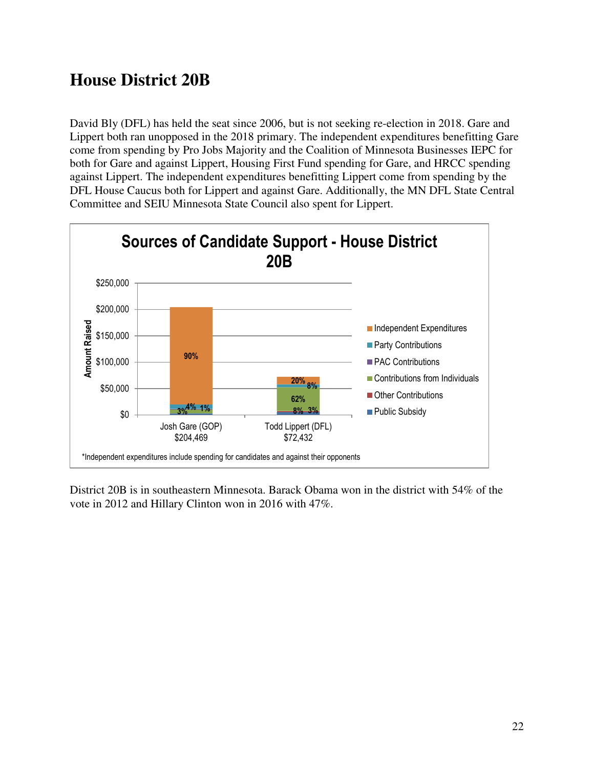# House District 20B

David Bly (DFL) has held the seat since 2006, but is not seeking re-election in 2018. Gare and Lippert both ran unopposed in the 2018 primary. The independent expenditures benefitting Gare come from spending by Pro Jobs Majority and the Coalition of Minnesota Businesses IEPC for both for Gare and against Lippert, Housing First Fund spending for Gare, and HRCC spending against Lippert. The independent expenditures benefitting Lippert come from spending by the DFL House Caucus both for Lippert and against Gare. Additionally, the MN DFL State Central Committee and SEIU Minnesota State Council also spent for Lippert.

**Sources of Candidate Support - House District 20B**

| Source | Josh Gare (GOP) $204,469 | Todd Lippert (DFL) $72,432 |
|---|---|---|
| Independent Expenditures | 90% | 20% |
| Party Contributions | 4% | 8% |
| PAC Contributions | | |
| Contributions from Individuals | 3% | 62% |
| Other Contributions | | 8% |
| Public Subsidy | 1% | 3% |

*Independent expenditures include spending for candidates and against their opponents

District 20B is in southeastern Minnesota. Barack Obama won in the district with 54% of the vote in 2012 and Hillary Clinton won in 2016 with 47%.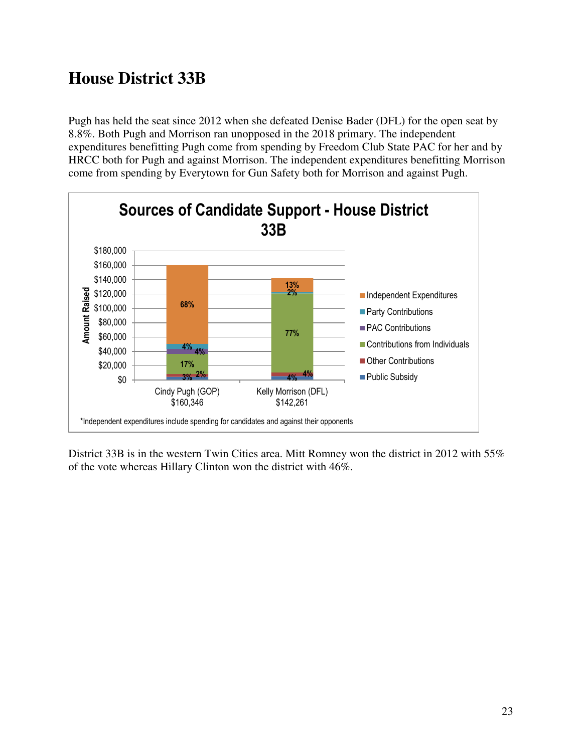# House District 33B

Pugh has held the seat since 2012 when she defeated Denise Bader (DFL) for the open seat by 8.8%. Both Pugh and Morrison ran unopposed in the 2018 primary. The independent expenditures benefitting Pugh come from spending by Freedom Club State PAC for her and by HRCC both for Pugh and against Morrison. The independent expenditures benefitting Morrison come from spending by Everytown for Gun Safety both for Morrison and against Pugh.

**Sources of Candidate Support - House District 33B**

| Source | Cindy Pugh (GOP) $160,346 | Kelly Morrison (DFL) $142,261 |
|---|---|---|
| Independent Expenditures | 68% | 13% |
| Party Contributions | 4% | 2% |
| PAC Contributions | 4% | |
| Contributions from Individuals | 17% | 77% |
| Other Contributions | 2% | 4% |
| Public Subsidy | 3% | 4% |

*Independent expenditures include spending for candidates and against their opponents

District 33B is in the western Twin Cities area. Mitt Romney won the district in 2012 with 55% of the vote whereas Hillary Clinton won the district with 46%.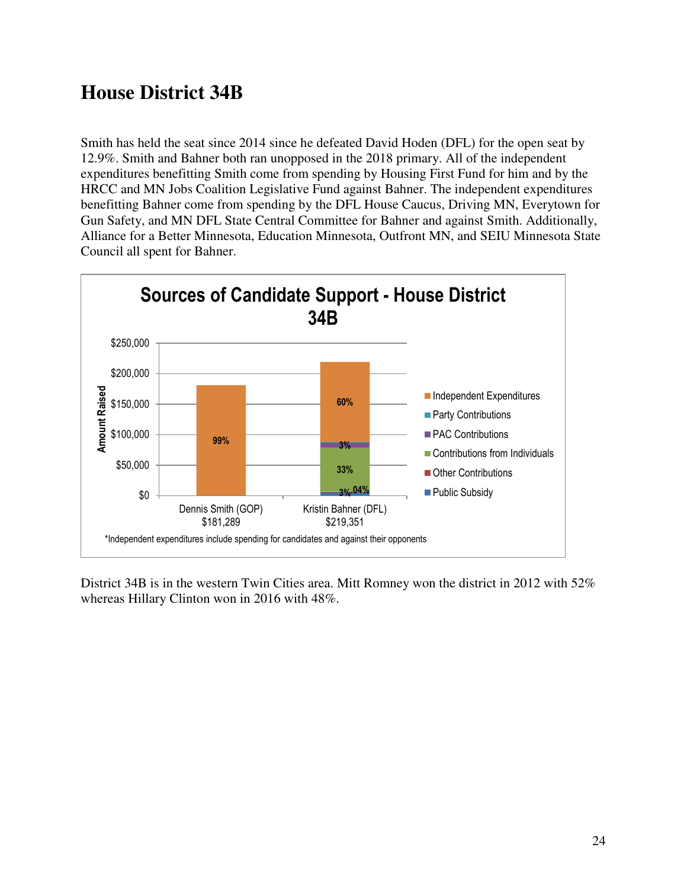# House District 34B

Smith has held the seat since 2014 since he defeated David Hoden (DFL) for the open seat by 12.9%. Smith and Bahner both ran unopposed in the 2018 primary. All of the independent expenditures benefitting Smith come from spending by Housing First Fund for him and by the HRCC and MN Jobs Coalition Legislative Fund against Bahner. The independent expenditures benefitting Bahner come from spending by the DFL House Caucus, Driving MN, Everytown for Gun Safety, and MN DFL State Central Committee for Bahner and against Smith. Additionally, Alliance for a Better Minnesota, Education Minnesota, Outfront MN, and SEIU Minnesota State Council all spent for Bahner.

**Sources of Candidate Support - House District 34B**

| Candidate | Total | Independent Expenditures | PAC Contributions | Contributions from Individuals | Other Contributions | Public Subsidy |
|---|---|---|---|---|---|---|
| Dennis Smith (GOP) | $181,289 | 99% | | | | |
| Kristin Bahner (DFL) | $219,351 | 60% | 3% | 33% | .04% | 3% |

*Independent expenditures include spending for candidates and against their opponents

District 34B is in the western Twin Cities area. Mitt Romney won the district in 2012 with 52% whereas Hillary Clinton won in 2016 with 48%.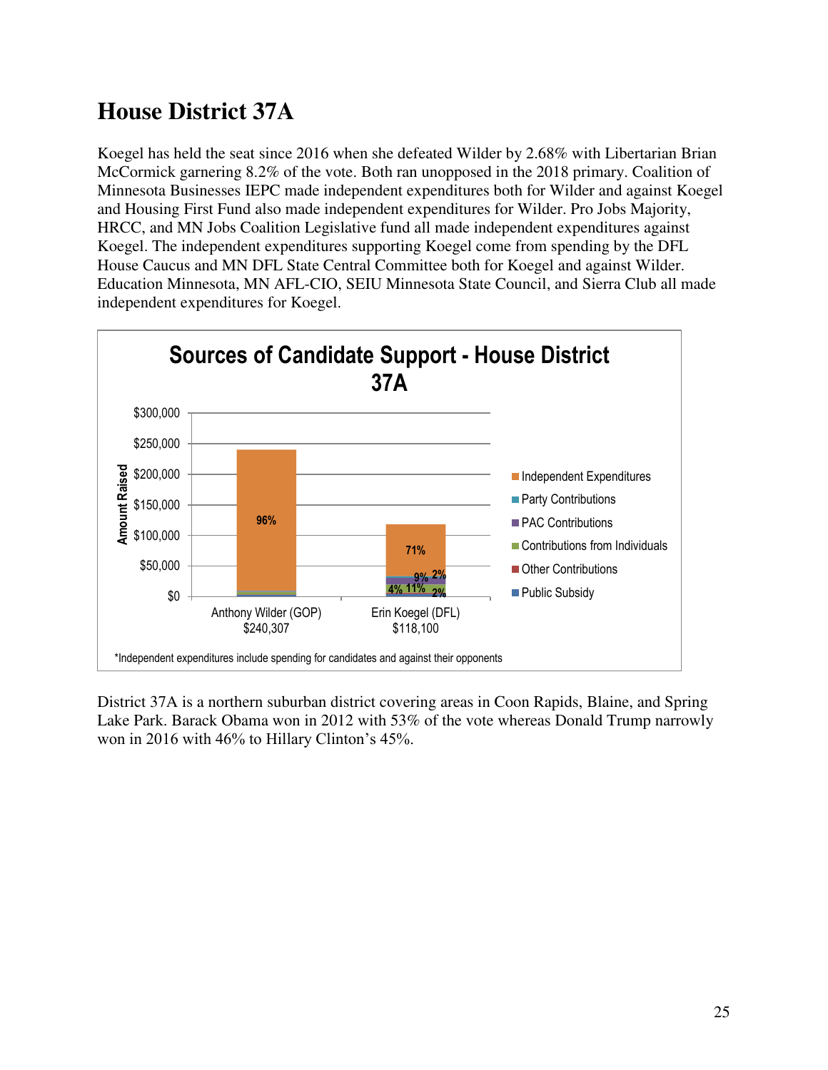# House District 37A

Koegel has held the seat since 2016 when she defeated Wilder by 2.68% with Libertarian Brian McCormick garnering 8.2% of the vote. Both ran unopposed in the 2018 primary. Coalition of Minnesota Businesses IEPC made independent expenditures both for Wilder and against Koegel and Housing First Fund also made independent expenditures for Wilder. Pro Jobs Majority, HRCC, and MN Jobs Coalition Legislative fund all made independent expenditures against Koegel. The independent expenditures supporting Koegel come from spending by the DFL House Caucus and MN DFL State Central Committee both for Koegel and against Wilder. Education Minnesota, MN AFL-CIO, SEIU Minnesota State Council, and Sierra Club all made independent expenditures for Koegel.

**Sources of Candidate Support - House District 37A**

| Candidate | Total | Independent Expenditures | Party Contributions | PAC Contributions | Contributions from Individuals | Other Contributions | Public Subsidy |
|---|---|---|---|---|---|---|---|
| Anthony Wilder (GOP) | $240,307 | 96% | | | | | |
| Erin Koegel (DFL) | $118,100 | 71% | 2% | 9% | 11% | 2% | 4% |

*Independent expenditures include spending for candidates and against their opponents

District 37A is a northern suburban district covering areas in Coon Rapids, Blaine, and Spring Lake Park. Barack Obama won in 2012 with 53% of the vote whereas Donald Trump narrowly won in 2016 with 46% to Hillary Clinton's 45%.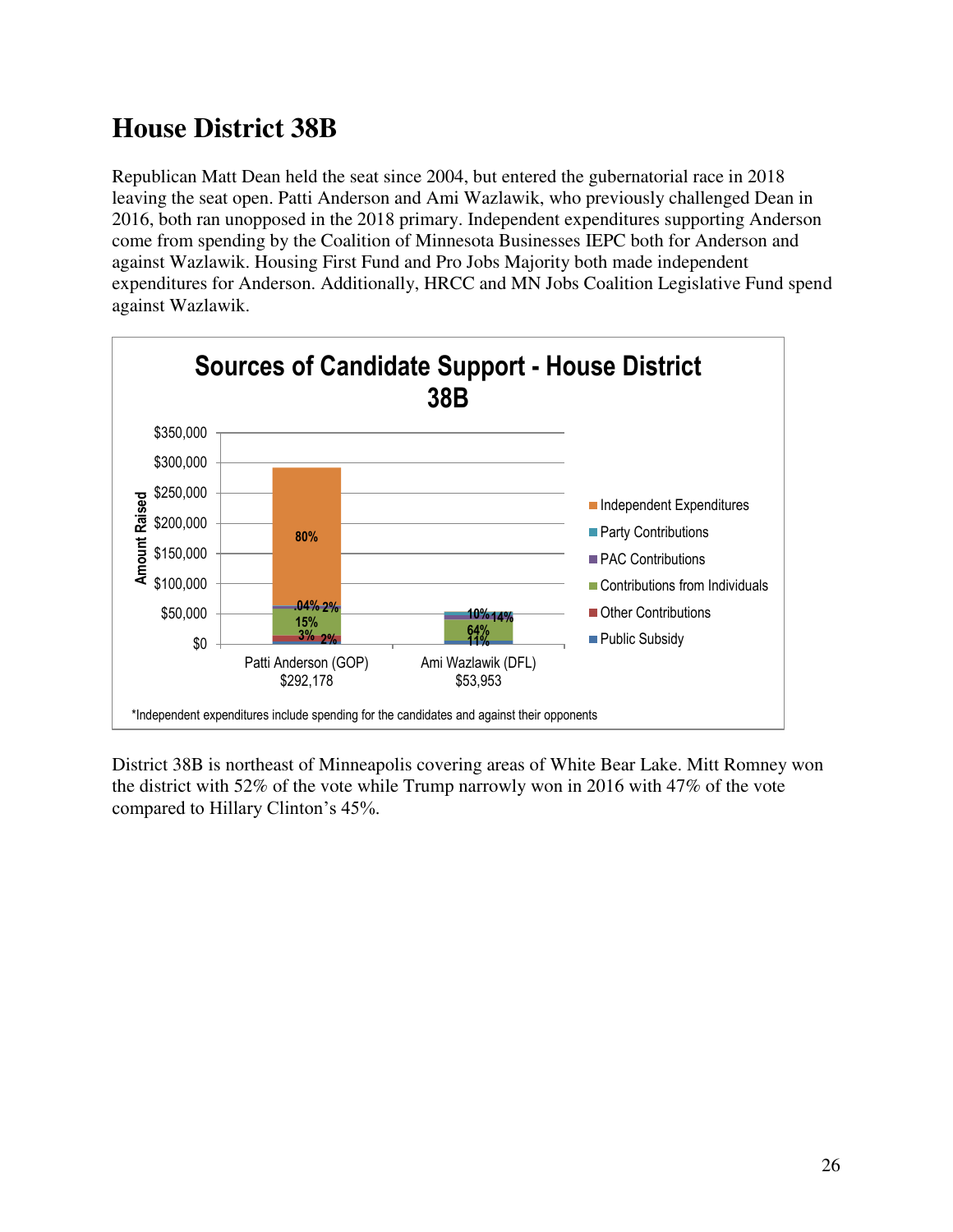## House District 38B

Republican Matt Dean held the seat since 2004, but entered the gubernatorial race in 2018 leaving the seat open. Patti Anderson and Ami Wazlawik, who previously challenged Dean in 2016, both ran unopposed in the 2018 primary. Independent expenditures supporting Anderson come from spending by the Coalition of Minnesota Businesses IEPC both for Anderson and against Wazlawik. Housing First Fund and Pro Jobs Majority both made independent expenditures for Anderson. Additionally, HRCC and MN Jobs Coalition Legislative Fund spend against Wazlawik.

**Sources of Candidate Support - House District 38B**

| Source | Patti Anderson (GOP) $292,178 | Ami Wazlawik (DFL) $53,953 |
|---|---|---|
| Independent Expenditures | 80% | |
| Party Contributions | 2% | 10% |
| PAC Contributions | .04% | 14% |
| Contributions from Individuals | 15% | 64% |
| Other Contributions | 3% | |
| Public Subsidy | 2% | 11% |

*Independent expenditures include spending for the candidates and against their opponents

District 38B is northeast of Minneapolis covering areas of White Bear Lake. Mitt Romney won the district with 52% of the vote while Trump narrowly won in 2016 with 47% of the vote compared to Hillary Clinton's 45%.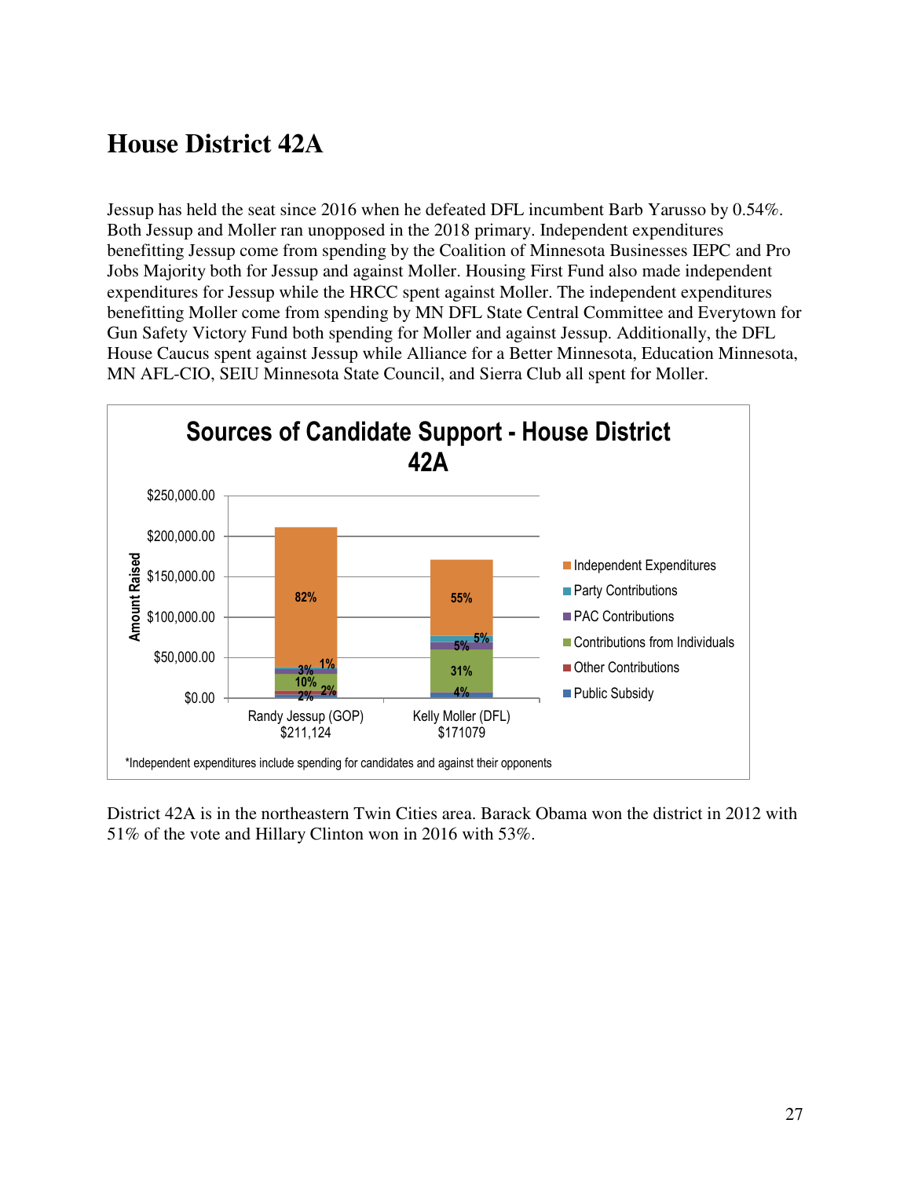# House District 42A

Jessup has held the seat since 2016 when he defeated DFL incumbent Barb Yarusso by 0.54%. Both Jessup and Moller ran unopposed in the 2018 primary. Independent expenditures benefitting Jessup come from spending by the Coalition of Minnesota Businesses IEPC and Pro Jobs Majority both for Jessup and against Moller. Housing First Fund also made independent expenditures for Jessup while the HRCC spent against Moller. The independent expenditures benefitting Moller come from spending by MN DFL State Central Committee and Everytown for Gun Safety Victory Fund both spending for Moller and against Jessup. Additionally, the DFL House Caucus spent against Jessup while Alliance for a Better Minnesota, Education Minnesota, MN AFL-CIO, SEIU Minnesota State Council, and Sierra Club all spent for Moller.

**Sources of Candidate Support - House District 42A**

| | Randy Jessup (GOP) $211,124 | Kelly Moller (DFL) $171079 |
|---|---|---|
| Independent Expenditures | 82% | 55% |
| Party Contributions | 1% | 5% |
| PAC Contributions | 3% | 5% |
| Contributions from Individuals | 10% | 31% |
| Other Contributions | 2% | |
| Public Subsidy | 2% | 4% |

*Independent expenditures include spending for candidates and against their opponents

District 42A is in the northeastern Twin Cities area. Barack Obama won the district in 2012 with 51% of the vote and Hillary Clinton won in 2016 with 53%.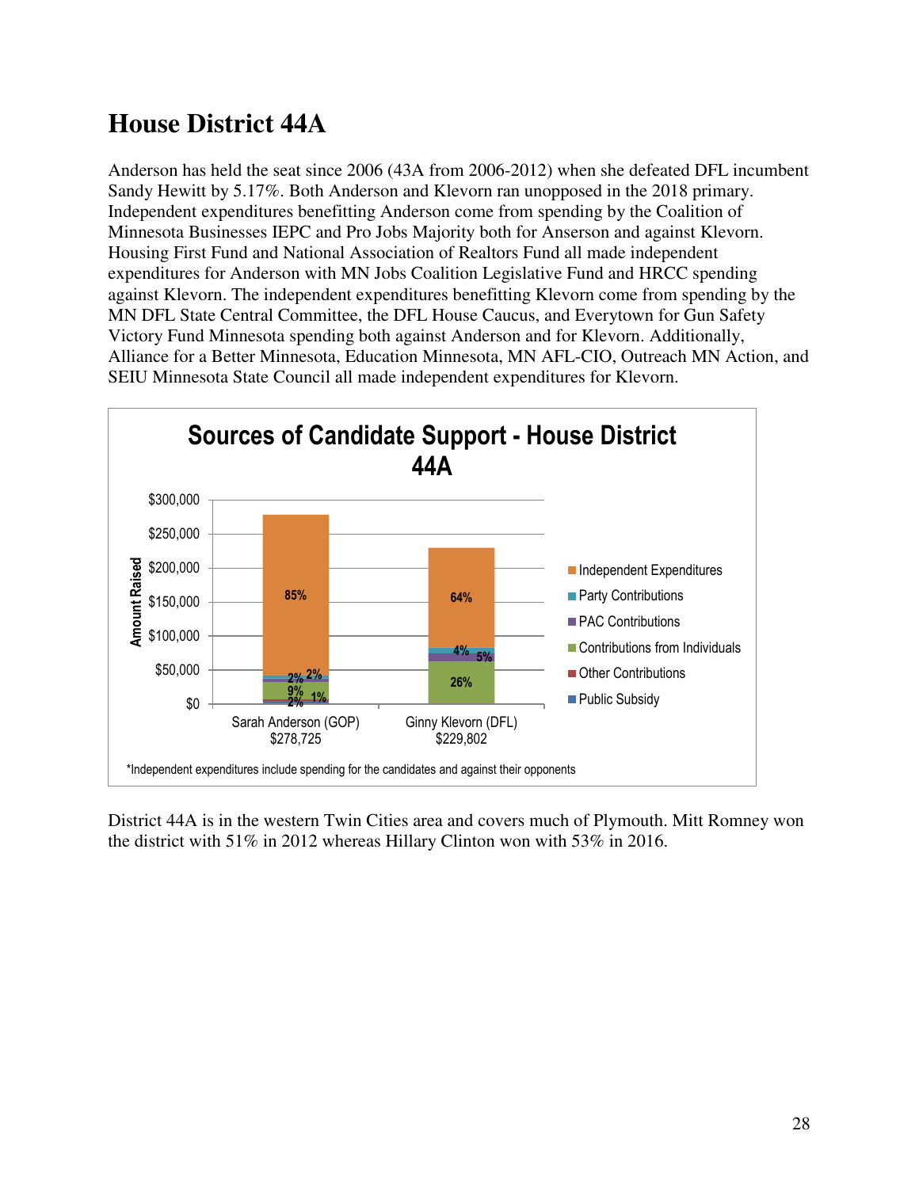# House District 44A

Anderson has held the seat since 2006 (43A from 2006-2012) when she defeated DFL incumbent Sandy Hewitt by 5.17%. Both Anderson and Klevorn ran unopposed in the 2018 primary. Independent expenditures benefitting Anderson come from spending by the Coalition of Minnesota Businesses IEPC and Pro Jobs Majority both for Anserson and against Klevorn. Housing First Fund and National Association of Realtors Fund all made independent expenditures for Anderson with MN Jobs Coalition Legislative Fund and HRCC spending against Klevorn. The independent expenditures benefitting Klevorn come from spending by the MN DFL State Central Committee, the DFL House Caucus, and Everytown for Gun Safety Victory Fund Minnesota spending both against Anderson and for Klevorn. Additionally, Alliance for a Better Minnesota, Education Minnesota, MN AFL-CIO, Outreach MN Action, and SEIU Minnesota State Council all made independent expenditures for Klevorn.

**Sources of Candidate Support - House District 44A**

| Source | Sarah Anderson (GOP) $278,725 | Ginny Klevorn (DFL) $229,802 |
|---|---|---|
| Independent Expenditures | 85% | 64% |
| Party Contributions | 2% | 4% |
| PAC Contributions | 2% | 5% |
| Contributions from Individuals | 9% | 26% |
| Other Contributions | 1% | |
| Public Subsidy | 2% | |

*Independent expenditures include spending for the candidates and against their opponents

District 44A is in the western Twin Cities area and covers much of Plymouth. Mitt Romney won the district with 51% in 2012 whereas Hillary Clinton won with 53% in 2016.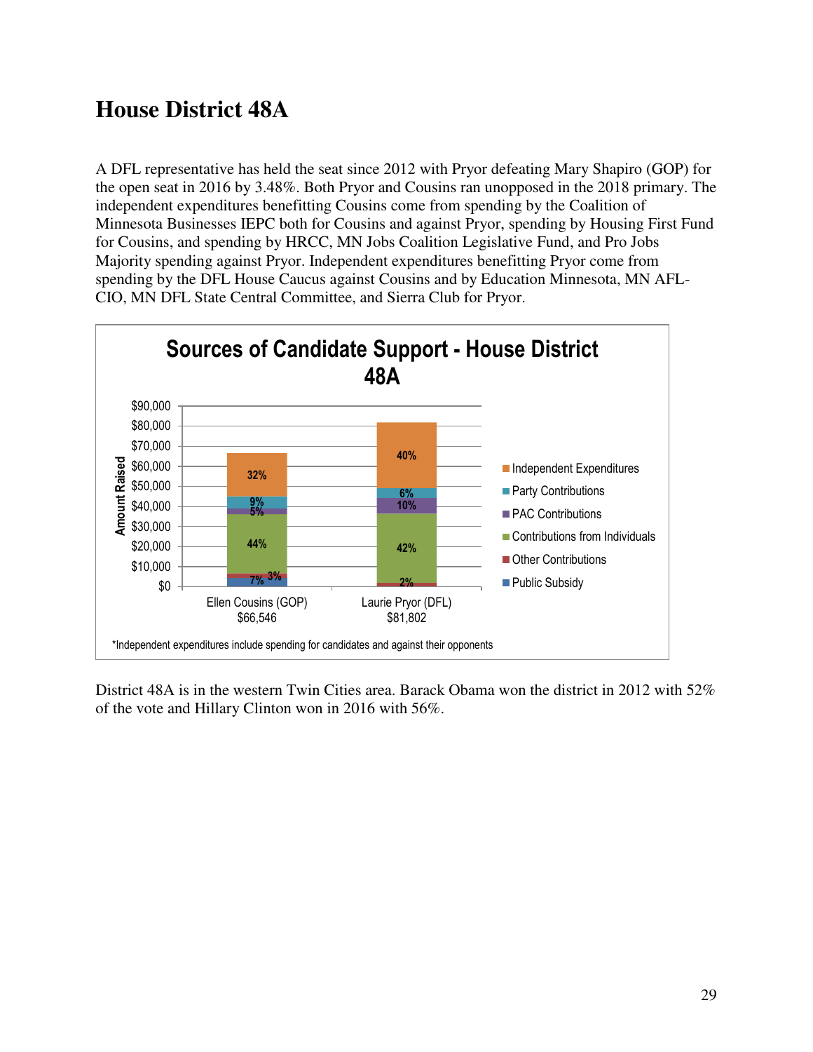# House District 48A

A DFL representative has held the seat since 2012 with Pryor defeating Mary Shapiro (GOP) for the open seat in 2016 by 3.48%. Both Pryor and Cousins ran unopposed in the 2018 primary. The independent expenditures benefitting Cousins come from spending by the Coalition of Minnesota Businesses IEPC both for Cousins and against Pryor, spending by Housing First Fund for Cousins, and spending by HRCC, MN Jobs Coalition Legislative Fund, and Pro Jobs Majority spending against Pryor. Independent expenditures benefitting Pryor come from spending by the DFL House Caucus against Cousins and by Education Minnesota, MN AFL-CIO, MN DFL State Central Committee, and Sierra Club for Pryor.

**Sources of Candidate Support - House District 48A**

| | Ellen Cousins (GOP) $66,546 | Laurie Pryor (DFL) $81,802 |
|---|---|---|
| Independent Expenditures | 32% | 40% |
| Party Contributions | 9% | 6% |
| PAC Contributions | 5% | 10% |
| Contributions from Individuals | 44% | 42% |
| Other Contributions | 3% | 2% |
| Public Subsidy | 7% | |

*Independent expenditures include spending for candidates and against their opponents

District 48A is in the western Twin Cities area. Barack Obama won the district in 2012 with 52% of the vote and Hillary Clinton won in 2016 with 56%.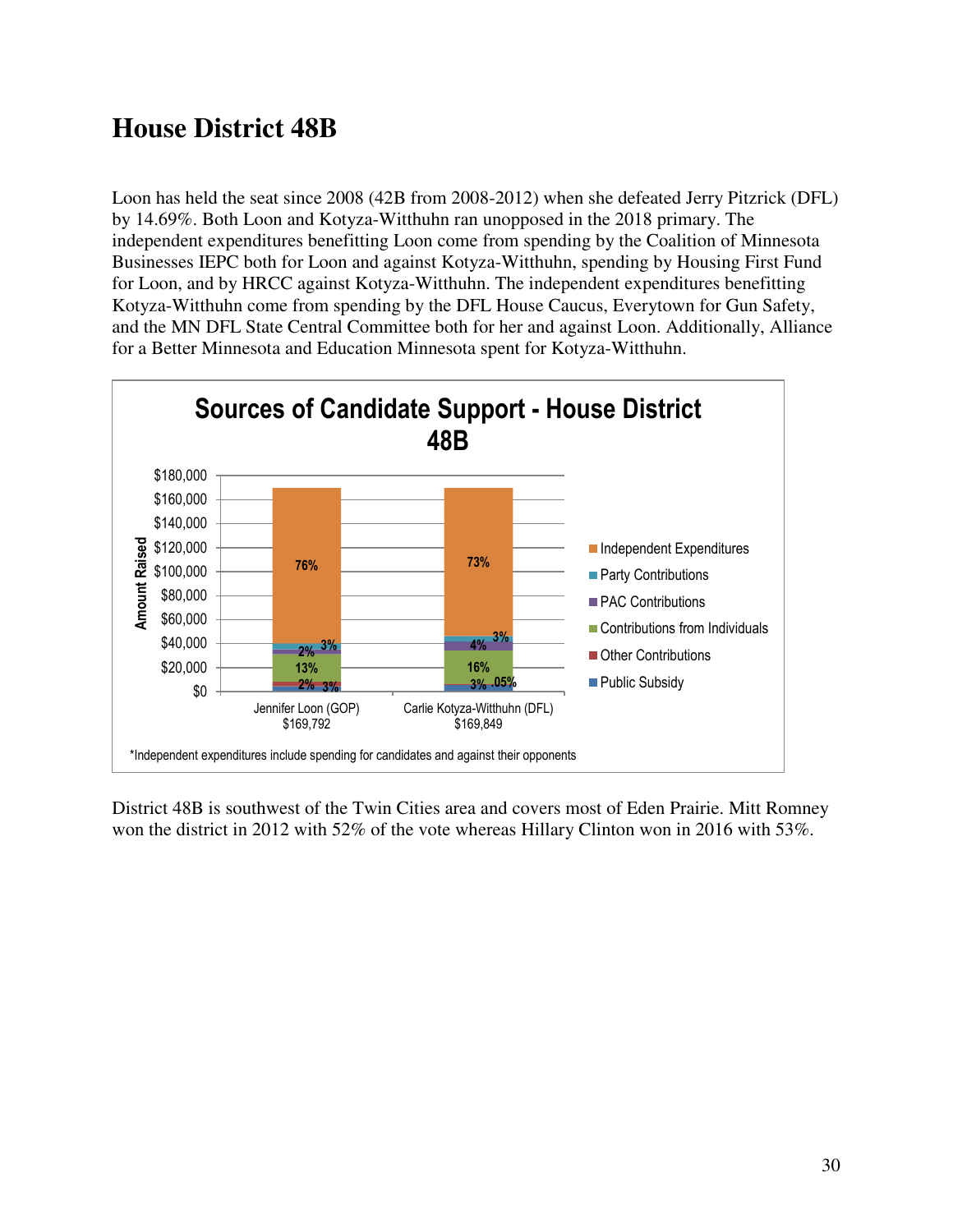# House District 48B

Loon has held the seat since 2008 (42B from 2008-2012) when she defeated Jerry Pitzrick (DFL) by 14.69%. Both Loon and Kotyza-Witthuhn ran unopposed in the 2018 primary. The independent expenditures benefitting Loon come from spending by the Coalition of Minnesota Businesses IEPC both for Loon and against Kotyza-Witthuhn, spending by Housing First Fund for Loon, and by HRCC against Kotyza-Witthuhn. The independent expenditures benefitting Kotyza-Witthuhn come from spending by the DFL House Caucus, Everytown for Gun Safety, and the MN DFL State Central Committee both for her and against Loon. Additionally, Alliance for a Better Minnesota and Education Minnesota spent for Kotyza-Witthuhn.

**Sources of Candidate Support - House District 48B**

| Source | Jennifer Loon (GOP) $169,792 | Carlie Kotyza-Witthuhn (DFL) $169,849 |
|---|---|---|
| Independent Expenditures | 76% | 73% |
| Party Contributions | 3% | 3% |
| PAC Contributions | 2% | 4% |
| Contributions from Individuals | 13% | 16% |
| Other Contributions | 2% | .05% |
| Public Subsidy | 3% | 3% |

*Independent expenditures include spending for candidates and against their opponents

District 48B is southwest of the Twin Cities area and covers most of Eden Prairie. Mitt Romney won the district in 2012 with 52% of the vote whereas Hillary Clinton won in 2016 with 53%.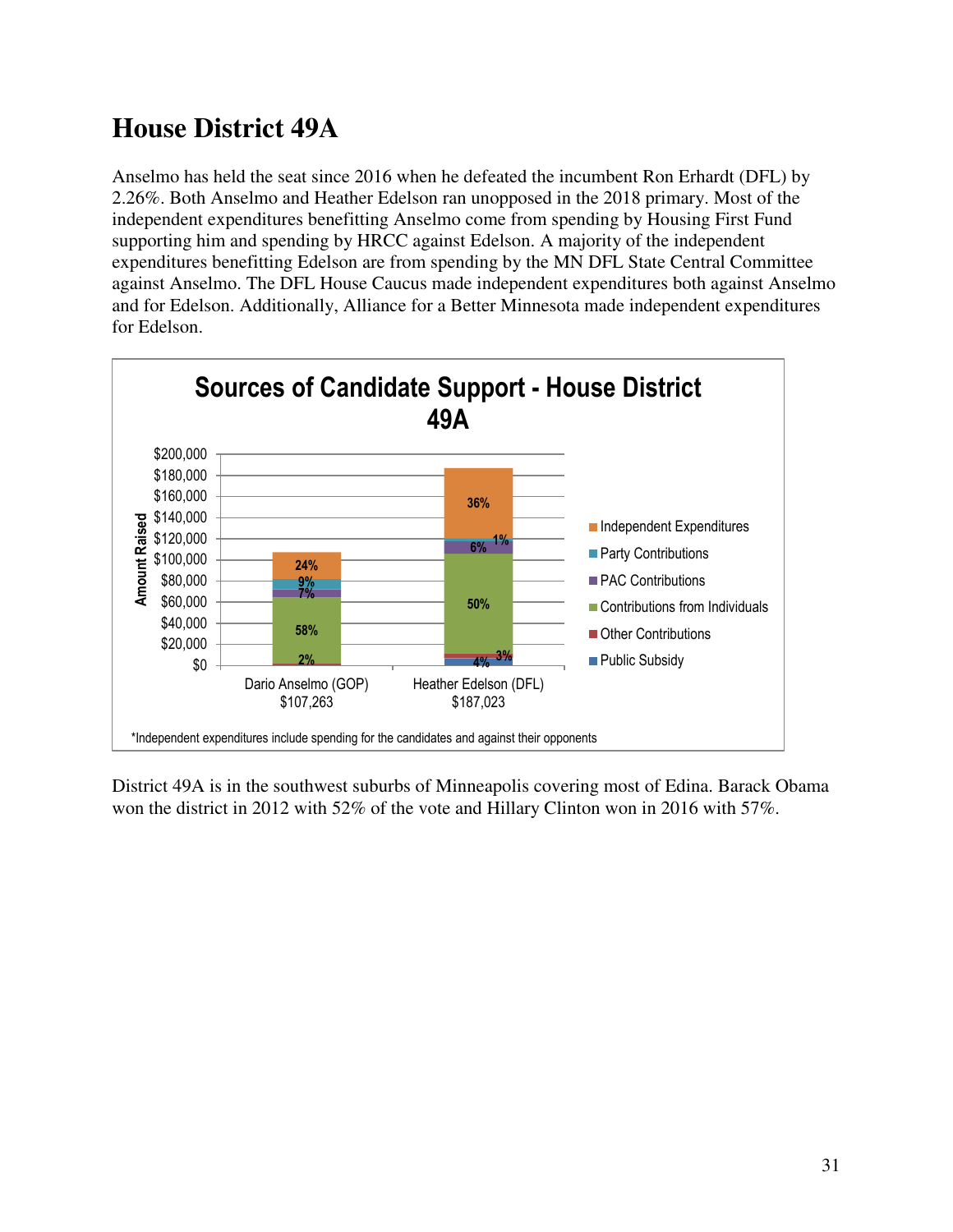# House District 49A

Anselmo has held the seat since 2016 when he defeated the incumbent Ron Erhardt (DFL) by 2.26%. Both Anselmo and Heather Edelson ran unopposed in the 2018 primary. Most of the independent expenditures benefitting Anselmo come from spending by Housing First Fund supporting him and spending by HRCC against Edelson. A majority of the independent expenditures benefitting Edelson are from spending by the MN DFL State Central Committee against Anselmo. The DFL House Caucus made independent expenditures both against Anselmo and for Edelson. Additionally, Alliance for a Better Minnesota made independent expenditures for Edelson.

**Sources of Candidate Support - House District 49A**

| Source | Dario Anselmo (GOP) $107,263 | Heather Edelson (DFL) $187,023 |
|---|---|---|
| Independent Expenditures | 24% | 36% |
| Party Contributions | 9% | 1% |
| PAC Contributions | 7% | 6% |
| Contributions from Individuals | 58% | 50% |
| Other Contributions | 2% | 3% |
| Public Subsidy | | 4% |

*Independent expenditures include spending for the candidates and against their opponents

District 49A is in the southwest suburbs of Minneapolis covering most of Edina. Barack Obama won the district in 2012 with 52% of the vote and Hillary Clinton won in 2016 with 57%.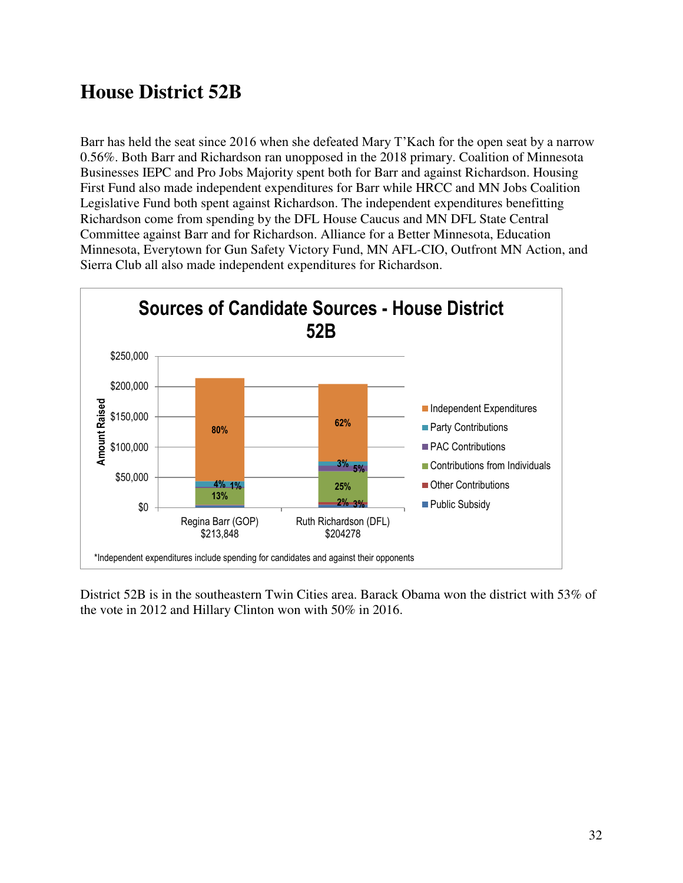# House District 52B

Barr has held the seat since 2016 when she defeated Mary T'Kach for the open seat by a narrow 0.56%. Both Barr and Richardson ran unopposed in the 2018 primary. Coalition of Minnesota Businesses IEPC and Pro Jobs Majority spent both for Barr and against Richardson. Housing First Fund also made independent expenditures for Barr while HRCC and MN Jobs Coalition Legislative Fund both spent against Richardson. The independent expenditures benefitting Richardson come from spending by the DFL House Caucus and MN DFL State Central Committee against Barr and for Richardson. Alliance for a Better Minnesota, Education Minnesota, Everytown for Gun Safety Victory Fund, MN AFL-CIO, Outfront MN Action, and Sierra Club all also made independent expenditures for Richardson.

**Sources of Candidate Sources - House District 52B**

| Source | Regina Barr (GOP) $213,848 | Ruth Richardson (DFL) $204278 |
|---|---|---|
| Independent Expenditures | 80% | 62% |
| Party Contributions | 4% | 3% |
| PAC Contributions | 1% | 5% |
| Contributions from Individuals | 13% | 25% |
| Other Contributions | | 2% |
| Public Subsidy | | 3% |

*Independent expenditures include spending for candidates and against their opponents

District 52B is in the southeastern Twin Cities area. Barack Obama won the district with 53% of the vote in 2012 and Hillary Clinton won with 50% in 2016.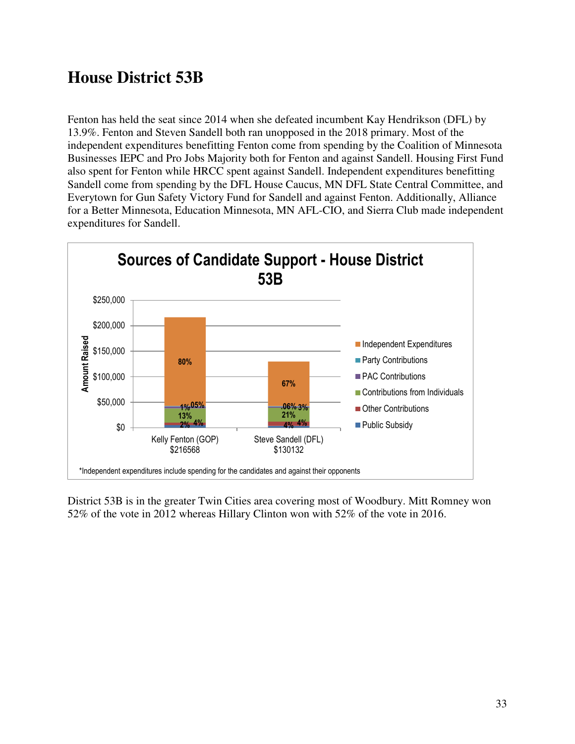# House District 53B

Fenton has held the seat since 2014 when she defeated incumbent Kay Hendrikson (DFL) by 13.9%. Fenton and Steven Sandell both ran unopposed in the 2018 primary. Most of the independent expenditures benefitting Fenton come from spending by the Coalition of Minnesota Businesses IEPC and Pro Jobs Majority both for Fenton and against Sandell. Housing First Fund also spent for Fenton while HRCC spent against Sandell. Independent expenditures benefitting Sandell come from spending by the DFL House Caucus, MN DFL State Central Committee, and Everytown for Gun Safety Victory Fund for Sandell and against Fenton. Additionally, Alliance for a Better Minnesota, Education Minnesota, MN AFL-CIO, and Sierra Club made independent expenditures for Sandell.

**Sources of Candidate Support - House District 53B**

| Source | Kelly Fenton (GOP) $216568 | Steve Sandell (DFL) $130132 |
|---|---|---|
| Independent Expenditures | 80% | 67% |
| Party Contributions | .05% | 3% |
| PAC Contributions | 1% | .06% |
| Contributions from Individuals | 13% | 21% |
| Other Contributions | 2% | 4% |
| Public Subsidy | 4% | 4% |

*Independent expenditures include spending for the candidates and against their opponents

District 53B is in the greater Twin Cities area covering most of Woodbury. Mitt Romney won 52% of the vote in 2012 whereas Hillary Clinton won with 52% of the vote in 2016.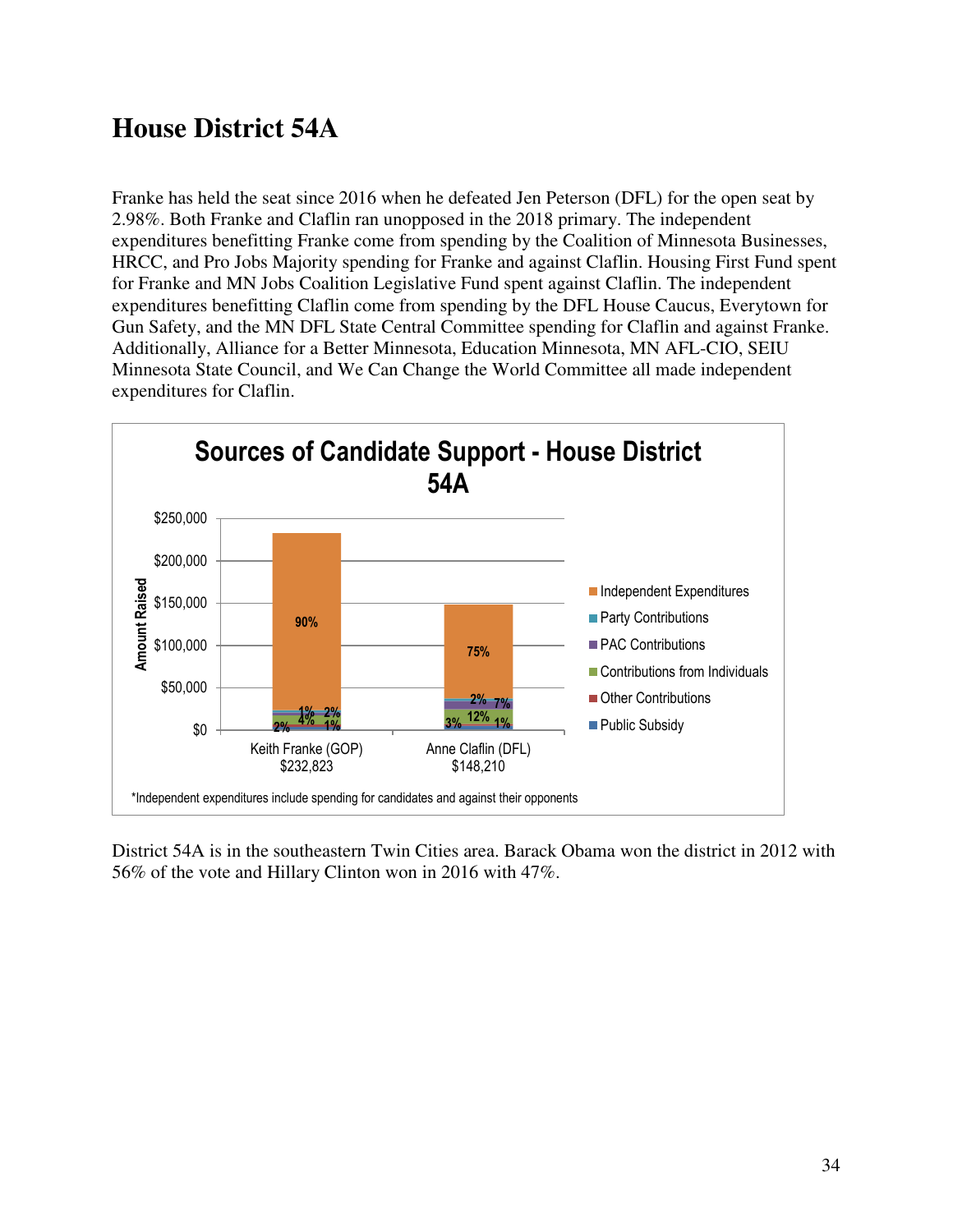# House District 54A

Franke has held the seat since 2016 when he defeated Jen Peterson (DFL) for the open seat by 2.98%. Both Franke and Claflin ran unopposed in the 2018 primary. The independent expenditures benefitting Franke come from spending by the Coalition of Minnesota Businesses, HRCC, and Pro Jobs Majority spending for Franke and against Claflin. Housing First Fund spent for Franke and MN Jobs Coalition Legislative Fund spent against Claflin. The independent expenditures benefitting Claflin come from spending by the DFL House Caucus, Everytown for Gun Safety, and the MN DFL State Central Committee spending for Claflin and against Franke. Additionally, Alliance for a Better Minnesota, Education Minnesota, MN AFL-CIO, SEIU Minnesota State Council, and We Can Change the World Committee all made independent expenditures for Claflin.

**Sources of Candidate Support - House District 54A**

| Source | Keith Franke (GOP) $232,823 | Anne Claflin (DFL) $148,210 |
|---|---|---|
| Independent Expenditures | 90% | 75% |
| Party Contributions | 1% | 2% |
| PAC Contributions | 2% | 7% |
| Contributions from Individuals | 4% | 12% |
| Other Contributions | 1% | 1% |
| Public Subsidy | 2% | 3% |

*Independent expenditures include spending for candidates and against their opponents

District 54A is in the southeastern Twin Cities area. Barack Obama won the district in 2012 with 56% of the vote and Hillary Clinton won in 2016 with 47%.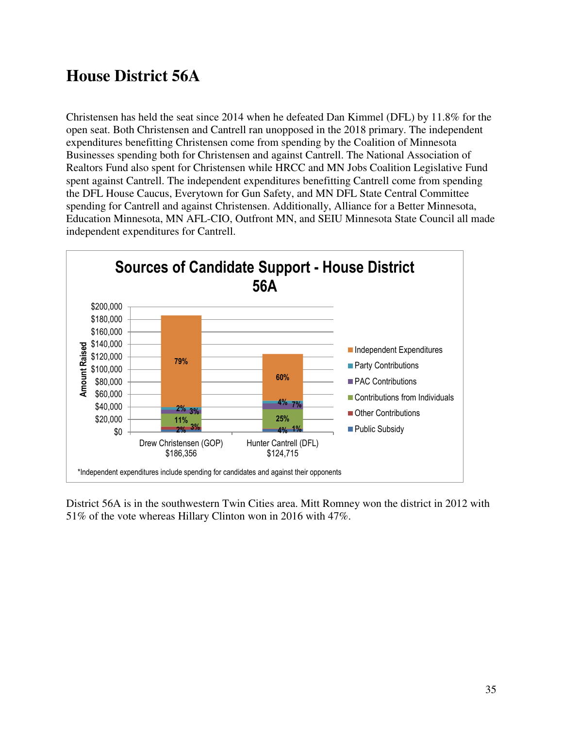# House District 56A

Christensen has held the seat since 2014 when he defeated Dan Kimmel (DFL) by 11.8% for the open seat. Both Christensen and Cantrell ran unopposed in the 2018 primary. The independent expenditures benefitting Christensen come from spending by the Coalition of Minnesota Businesses spending both for Christensen and against Cantrell. The National Association of Realtors Fund also spent for Christensen while HRCC and MN Jobs Coalition Legislative Fund spent against Cantrell. The independent expenditures benefitting Cantrell come from spending the DFL House Caucus, Everytown for Gun Safety, and MN DFL State Central Committee spending for Cantrell and against Christensen. Additionally, Alliance for a Better Minnesota, Education Minnesota, MN AFL-CIO, Outfront MN, and SEIU Minnesota State Council all made independent expenditures for Cantrell.

**Sources of Candidate Support - House District 56A**

| Source | Drew Christensen (GOP) $186,356 | Hunter Cantrell (DFL) $124,715 |
|---|---|---|
| Independent Expenditures | 79% | 60% |
| Party Contributions | 2% | 4% |
| PAC Contributions | 3% | 7% |
| Contributions from Individuals | 11% | 25% |
| Other Contributions | 3% | 1% |
| Public Subsidy | 2% | 4% |

*Independent expenditures include spending for candidates and against their opponents

District 56A is in the southwestern Twin Cities area. Mitt Romney won the district in 2012 with 51% of the vote whereas Hillary Clinton won in 2016 with 47%.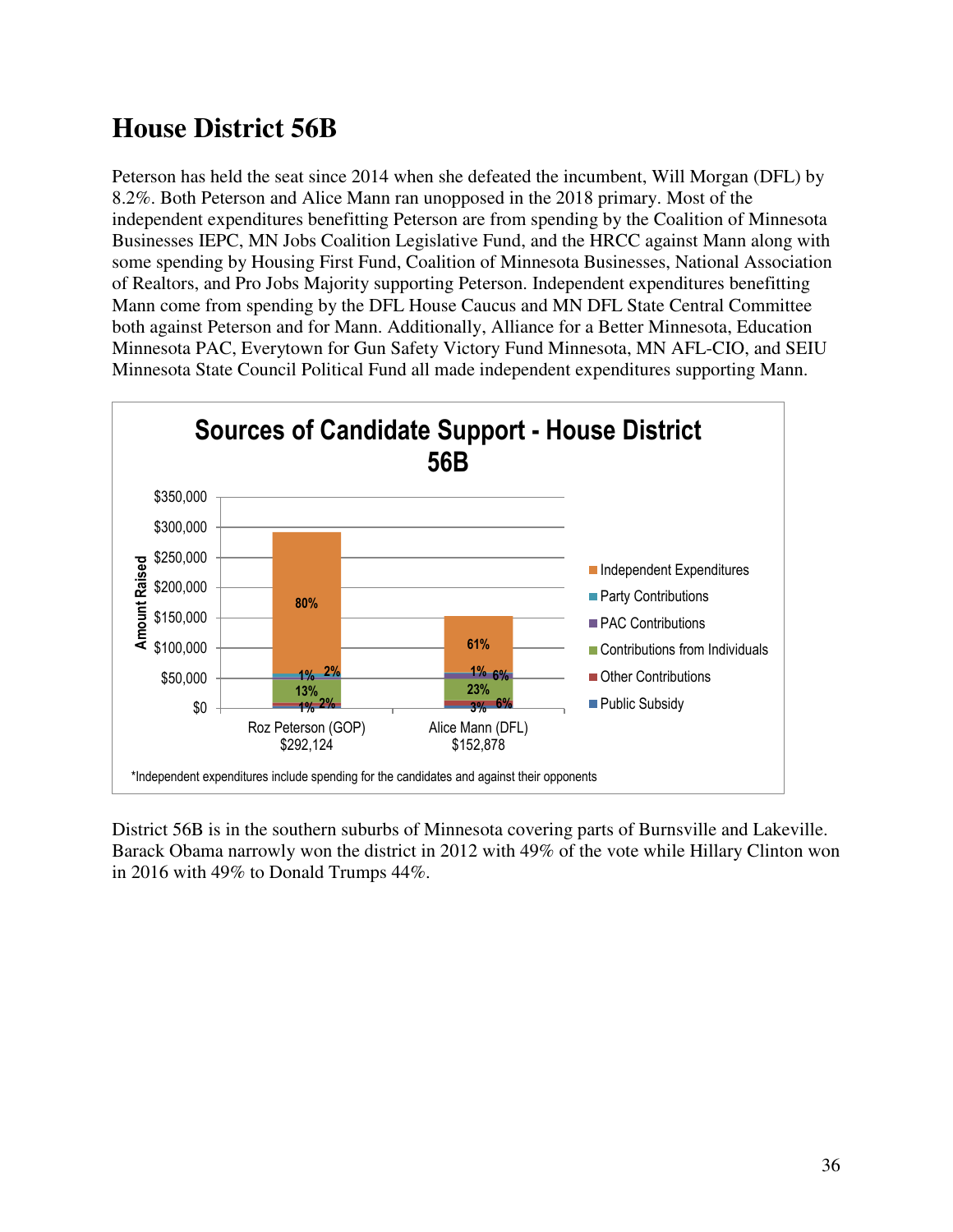# House District 56B

Peterson has held the seat since 2014 when she defeated the incumbent, Will Morgan (DFL) by 8.2%. Both Peterson and Alice Mann ran unopposed in the 2018 primary. Most of the independent expenditures benefitting Peterson are from spending by the Coalition of Minnesota Businesses IEPC, MN Jobs Coalition Legislative Fund, and the HRCC against Mann along with some spending by Housing First Fund, Coalition of Minnesota Businesses, National Association of Realtors, and Pro Jobs Majority supporting Peterson. Independent expenditures benefitting Mann come from spending by the DFL House Caucus and MN DFL State Central Committee both against Peterson and for Mann. Additionally, Alliance for a Better Minnesota, Education Minnesota PAC, Everytown for Gun Safety Victory Fund Minnesota, MN AFL-CIO, and SEIU Minnesota State Council Political Fund all made independent expenditures supporting Mann.

**Sources of Candidate Support - House District 56B**

| Source | Roz Peterson (GOP) $292,124 | Alice Mann (DFL) $152,878 |
|---|---|---|
| Independent Expenditures | 80% | 61% |
| Party Contributions | 2% | 6% |
| PAC Contributions | 1% | 1% |
| Contributions from Individuals | 13% | 23% |
| Other Contributions | 2% | 6% |
| Public Subsidy | 1% | 3% |

*Independent expenditures include spending for the candidates and against their opponents

District 56B is in the southern suburbs of Minnesota covering parts of Burnsville and Lakeville. Barack Obama narrowly won the district in 2012 with 49% of the vote while Hillary Clinton won in 2016 with 49% to Donald Trumps 44%.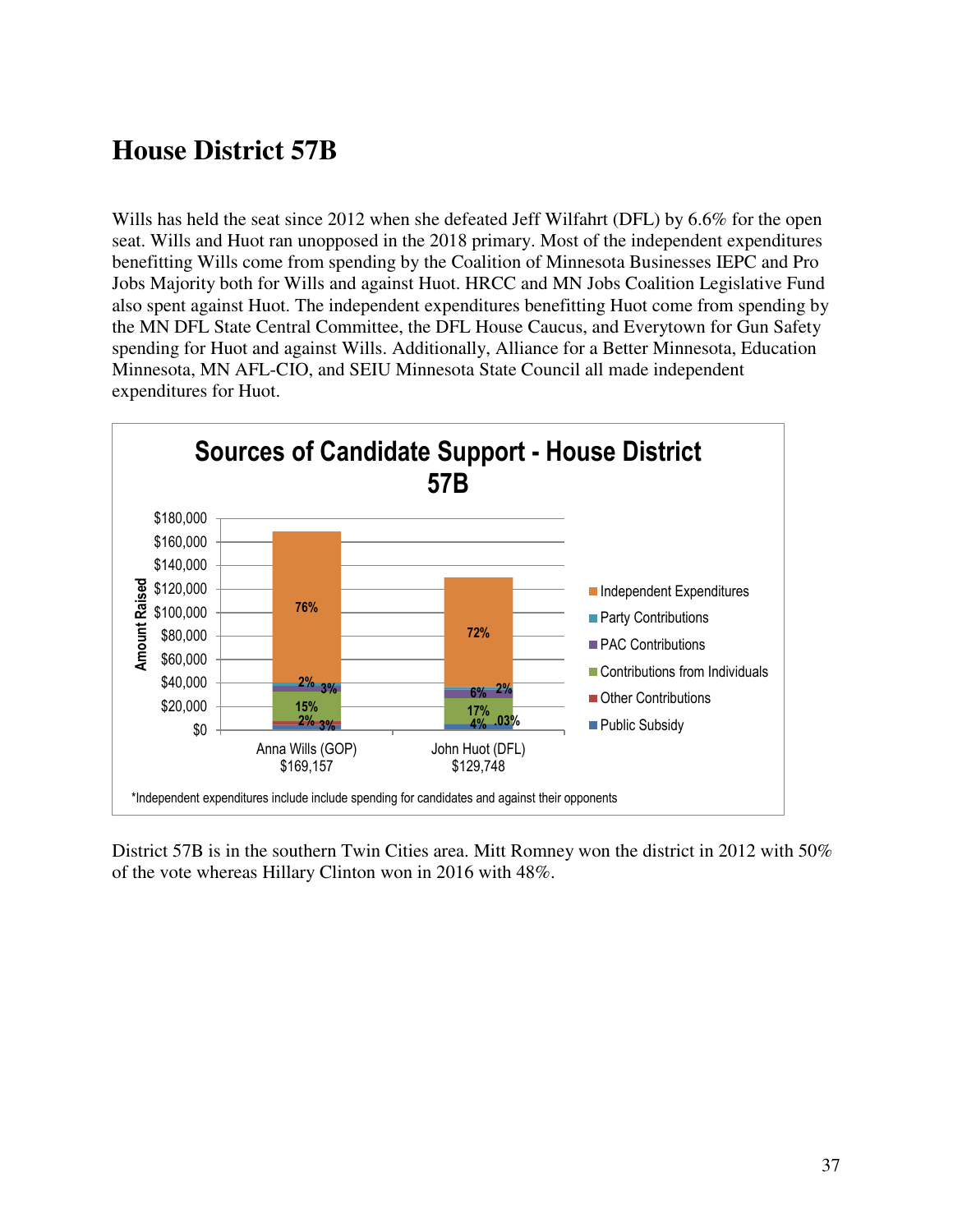## House District 57B

Wills has held the seat since 2012 when she defeated Jeff Wilfahrt (DFL) by 6.6% for the open seat. Wills and Huot ran unopposed in the 2018 primary. Most of the independent expenditures benefitting Wills come from spending by the Coalition of Minnesota Businesses IEPC and Pro Jobs Majority both for Wills and against Huot. HRCC and MN Jobs Coalition Legislative Fund also spent against Huot. The independent expenditures benefitting Huot come from spending by the MN DFL State Central Committee, the DFL House Caucus, and Everytown for Gun Safety spending for Huot and against Wills. Additionally, Alliance for a Better Minnesota, Education Minnesota, MN AFL-CIO, and SEIU Minnesota State Council all made independent expenditures for Huot.

**Sources of Candidate Support - House District 57B**

| Source | Anna Wills (GOP) $169,157 | John Huot (DFL) $129,748 |
|---|---|---|
| Independent Expenditures | 76% | 72% |
| Party Contributions | 2% | 2% |
| PAC Contributions | 3% | 6% |
| Contributions from Individuals | 15% | 17% |
| Other Contributions | 2% | .03% |
| Public Subsidy | 3% | 4% |

*Independent expenditures include include spending for candidates and against their opponents

District 57B is in the southern Twin Cities area. Mitt Romney won the district in 2012 with 50% of the vote whereas Hillary Clinton won in 2016 with 48%.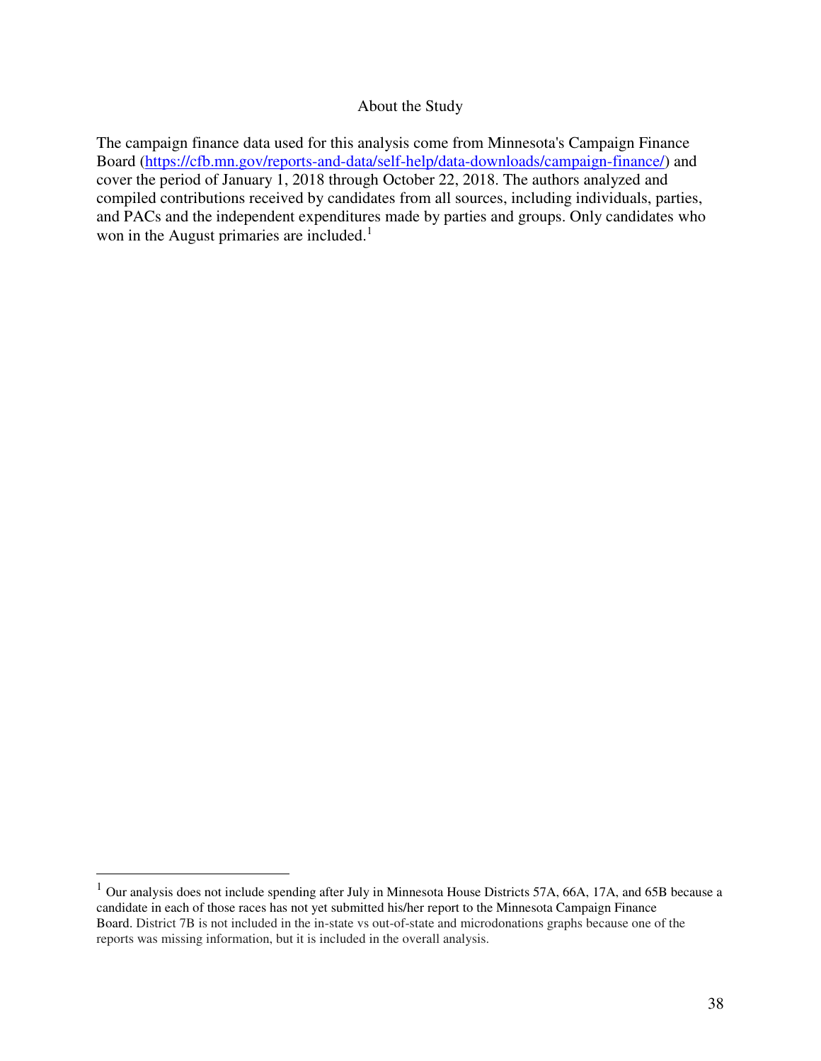## About the Study

The campaign finance data used for this analysis come from Minnesota's Campaign Finance Board (https://cfb.mn.gov/reports-and-data/self-help/data-downloads/campaign-finance/) and cover the period of January 1, 2018 through October 22, 2018. The authors analyzed and compiled contributions received by candidates from all sources, including individuals, parties, and PACs and the independent expenditures made by parties and groups. Only candidates who won in the August primaries are included.[1]

[1] Our analysis does not include spending after July in Minnesota House Districts 57A, 66A, 17A, and 65B because a candidate in each of those races has not yet submitted his/her report to the Minnesota Campaign Finance Board. District 7B is not included in the in-state vs out-of-state and microdonations graphs because one of the reports was missing information, but it is included in the overall analysis.